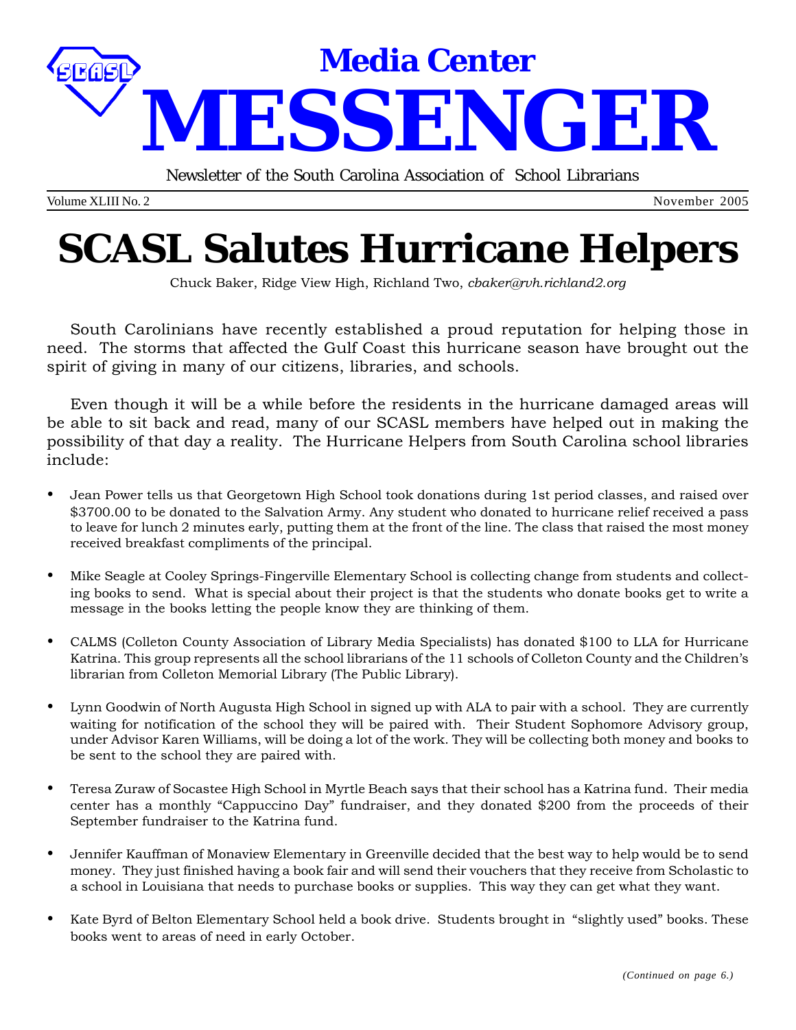# Media Center MESSENGER

Newsletter of the South Carolina Association of School Librarians

Volume XLIII No. 2 | November 2005

# SCASL Salutes Hurricane Helpers

Chuck Baker, Ridge View High, Richland Two, *cbaker@rvh.richland2.org*

South Carolinians have recently established a proud reputation for helping those in need. The storms that affected the Gulf Coast this hurricane season have brought out the spirit of giving in many of our citizens, libraries, and schools.

Even though it will be a while before the residents in the hurricane damaged areas will be able to sit back and read, many of our SCASL members have helped out in making the possibility of that day a reality. The Hurricane Helpers from South Carolina school libraries include:

- Jean Power tells us that Georgetown High School took donations during 1st period classes, and raised over $3700.00 to be donated to the Salvation Army. Any student who donated to hurricane relief received a pass to leave for lunch 2 minutes early, putting them at the front of the line. The class that raised the most money received breakfast compliments of the principal.

- Mike Seagle at Cooley Springs-Fingerville Elementary School is collecting change from students and collecting books to send. What is special about their project is that the students who donate books get to write a message in the books letting the people know they are thinking of them.

- CALMS (Colleton County Association of Library Media Specialists) has donated $100 to LLA for Hurricane Katrina. This group represents all the school librarians of the 11 schools of Colleton County and the Children's librarian from Colleton Memorial Library (The Public Library).

- Lynn Goodwin of North Augusta High School in signed up with ALA to pair with a school. They are currently waiting for notification of the school they will be paired with. Their Student Sophomore Advisory group, under Advisor Karen Williams, will be doing a lot of the work. They will be collecting both money and books to be sent to the school they are paired with.

- Teresa Zuraw of Socastee High School in Myrtle Beach says that their school has a Katrina fund. Their media center has a monthly "Cappuccino Day" fundraiser, and they donated $200 from the proceeds of their September fundraiser to the Katrina fund.

- Jennifer Kauffman of Monaview Elementary in Greenville decided that the best way to help would be to send money. They just finished having a book fair and will send their vouchers that they receive from Scholastic to a school in Louisiana that needs to purchase books or supplies. This way they can get what they want.

- Kate Byrd of Belton Elementary School held a book drive. Students brought in "slightly used" books. These books went to areas of need in early October.

*(Continued on page 6.)*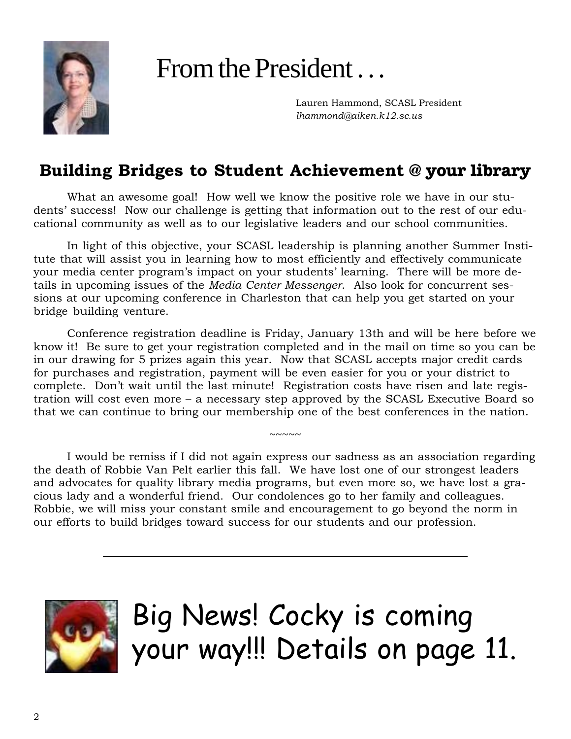# From the President . . .

Lauren Hammond, SCASL President
*lhammond@aiken.k12.sc.us*

## Building Bridges to Student Achievement @ your library

What an awesome goal! How well we know the positive role we have in our students' success! Now our challenge is getting that information out to the rest of our educational community as well as to our legislative leaders and our school communities.

In light of this objective, your SCASL leadership is planning another Summer Institute that will assist you in learning how to most efficiently and effectively communicate your media center program's impact on your students' learning. There will be more details in upcoming issues of the *Media Center Messenger*. Also look for concurrent sessions at our upcoming conference in Charleston that can help you get started on your bridge building venture.

Conference registration deadline is Friday, January 13th and will be here before we know it! Be sure to get your registration completed and in the mail on time so you can be in our drawing for 5 prizes again this year. Now that SCASL accepts major credit cards for purchases and registration, payment will be even easier for you or your district to complete. Don't wait until the last minute! Registration costs have risen and late registration will cost even more – a necessary step approved by the SCASL Executive Board so that we can continue to bring our membership one of the best conferences in the nation.

~~~~~

I would be remiss if I did not again express our sadness as an association regarding the death of Robbie Van Pelt earlier this fall. We have lost one of our strongest leaders and advocates for quality library media programs, but even more so, we have lost a gracious lady and a wonderful friend. Our condolences go to her family and colleagues. Robbie, we will miss your constant smile and encouragement to go beyond the norm in our efforts to build bridges toward success for our students and our profession.

---

Big News! Cocky is coming your way!!! Details on page 11.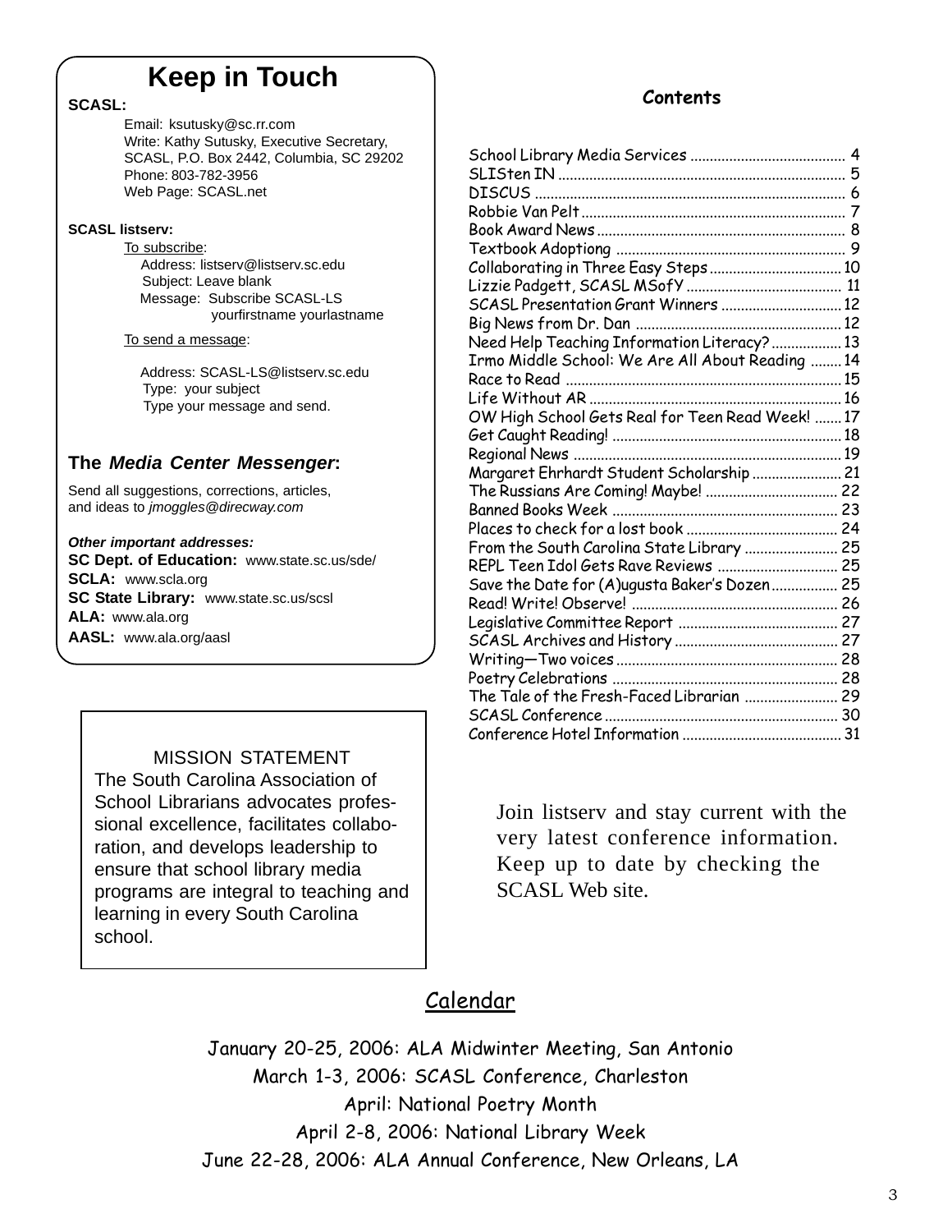# Keep in Touch

**SCASL:**

Email: ksutusky@sc.rr.com
Write: Kathy Sutusky, Executive Secretary, SCASL, P.O. Box 2442, Columbia, SC 29202
Phone: 803-782-3956
Web Page: SCASL.net

**SCASL listserv:**

To subscribe:
Address: listserv@listserv.sc.edu
Subject: Leave blank
Message: Subscribe SCASL-LS yourfirstname yourlastname

To send a message:

Address: SCASL-LS@listserv.sc.edu
Type: your subject
Type your message and send.

**The *Media Center Messenger*:**

Send all suggestions, corrections, articles, and ideas to *jmoggles@direcway.com*

***Other important addresses:***
**SC Dept. of Education:** www.state.sc.us/sde/
**SCLA:** www.scla.org
**SC State Library:** www.state.sc.us/scsl
**ALA:** www.ala.org
**AASL:** www.ala.org/aasl

MISSION STATEMENT
The South Carolina Association of School Librarians advocates professional excellence, facilitates collaboration, and develops leadership to ensure that school library media programs are integral to teaching and learning in every South Carolina school.

## Contents

| | |
|---|---|
| School Library Media Services | 4 |
| SLISten IN | 5 |
| DISCUS | 6 |
| Robbie Van Pelt | 7 |
| Book Award News | 8 |
| Textbook Adoptiong | 9 |
| Collaborating in Three Easy Steps | 10 |
| Lizzie Padgett, SCASL MSofY | 11 |
| SCASL Presentation Grant Winners | 12 |
| Big News from Dr. Dan | 12 |
| Need Help Teaching Information Literacy? | 13 |
| Irmo Middle School: We Are All About Reading | 14 |
| Race to Read | 15 |
| Life Without AR | 16 |
| OW High School Gets Real for Teen Read Week! | 17 |
| Get Caught Reading! | 18 |
| Regional News | 19 |
| Margaret Ehrhardt Student Scholarship | 21 |
| The Russians Are Coming! Maybe! | 22 |
| Banned Books Week | 23 |
| Places to check for a lost book | 24 |
| From the South Carolina State Library | 25 |
| REPL Teen Idol Gets Rave Reviews | 25 |
| Save the Date for (A)ugusta Baker's Dozen | 25 |
| Read! Write! Observe! | 26 |
| Legislative Committee Report | 27 |
| SCASL Archives and History | 27 |
| Writing—Two voices | 28 |
| Poetry Celebrations | 28 |
| The Tale of the Fresh-Faced Librarian | 29 |
| SCASL Conference | 30 |
| Conference Hotel Information | 31 |

Join listserv and stay current with the very latest conference information. Keep up to date by checking the SCASL Web site.

## Calendar

January 20-25, 2006: ALA Midwinter Meeting, San Antonio
March 1-3, 2006: SCASL Conference, Charleston
April: National Poetry Month
April 2-8, 2006: National Library Week
June 22-28, 2006: ALA Annual Conference, New Orleans, LA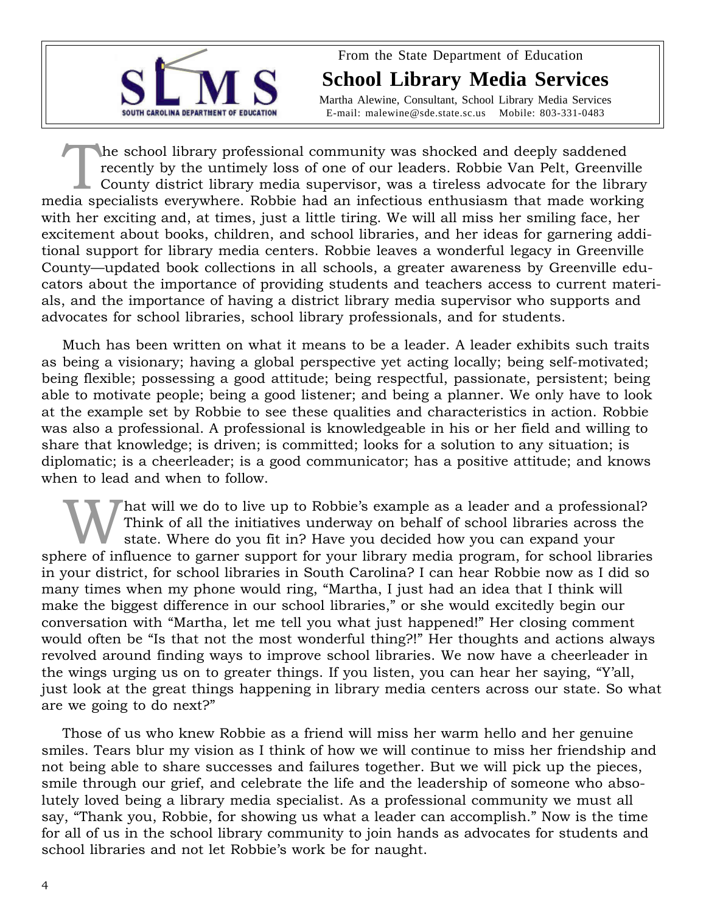From the State Department of Education

# School Library Media Services

Martha Alewine, Consultant, School Library Media Services
E-mail: malewine@sde.state.sc.us Mobile: 803-331-0483

The school library professional community was shocked and deeply saddened recently by the untimely loss of one of our leaders. Robbie Van Pelt, Greenville County district library media supervisor, was a tireless advocate for the library media specialists everywhere. Robbie had an infectious enthusiasm that made working with her exciting and, at times, just a little tiring. We will all miss her smiling face, her excitement about books, children, and school libraries, and her ideas for garnering additional support for library media centers. Robbie leaves a wonderful legacy in Greenville County—updated book collections in all schools, a greater awareness by Greenville educators about the importance of providing students and teachers access to current materials, and the importance of having a district library media supervisor who supports and advocates for school libraries, school library professionals, and for students.

Much has been written on what it means to be a leader. A leader exhibits such traits as being a visionary; having a global perspective yet acting locally; being self-motivated; being flexible; possessing a good attitude; being respectful, passionate, persistent; being able to motivate people; being a good listener; and being a planner. We only have to look at the example set by Robbie to see these qualities and characteristics in action. Robbie was also a professional. A professional is knowledgeable in his or her field and willing to share that knowledge; is driven; is committed; looks for a solution to any situation; is diplomatic; is a cheerleader; is a good communicator; has a positive attitude; and knows when to lead and when to follow.

What will we do to live up to Robbie's example as a leader and a professional? Think of all the initiatives underway on behalf of school libraries across the state. Where do you fit in? Have you decided how you can expand your sphere of influence to garner support for your library media program, for school libraries in your district, for school libraries in South Carolina? I can hear Robbie now as I did so many times when my phone would ring, "Martha, I just had an idea that I think will make the biggest difference in our school libraries," or she would excitedly begin our conversation with "Martha, let me tell you what just happened!" Her closing comment would often be "Is that not the most wonderful thing?!" Her thoughts and actions always revolved around finding ways to improve school libraries. We now have a cheerleader in the wings urging us on to greater things. If you listen, you can hear her saying, "Y'all, just look at the great things happening in library media centers across our state. So what are we going to do next?"

Those of us who knew Robbie as a friend will miss her warm hello and her genuine smiles. Tears blur my vision as I think of how we will continue to miss her friendship and not being able to share successes and failures together. But we will pick up the pieces, smile through our grief, and celebrate the life and the leadership of someone who absolutely loved being a library media specialist. As a professional community we must all say, "Thank you, Robbie, for showing us what a leader can accomplish." Now is the time for all of us in the school library community to join hands as advocates for students and school libraries and not let Robbie's work be for naught.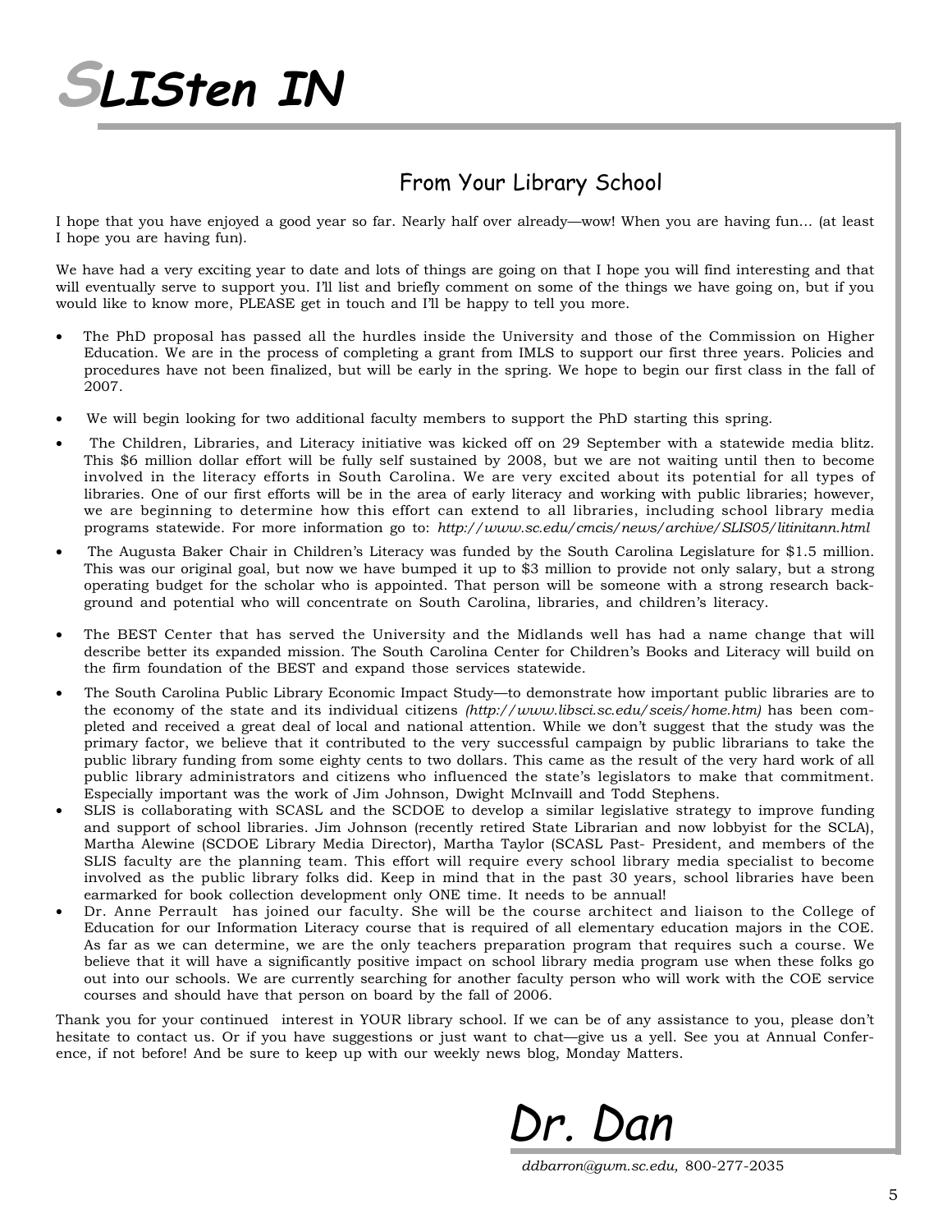# SLISten IN

## From Your Library School

I hope that you have enjoyed a good year so far. Nearly half over already—wow! When you are having fun… (at least I hope you are having fun).

We have had a very exciting year to date and lots of things are going on that I hope you will find interesting and that will eventually serve to support you. I'll list and briefly comment on some of the things we have going on, but if you would like to know more, PLEASE get in touch and I'll be happy to tell you more.

- The PhD proposal has passed all the hurdles inside the University and those of the Commission on Higher Education. We are in the process of completing a grant from IMLS to support our first three years. Policies and procedures have not been finalized, but will be early in the spring. We hope to begin our first class in the fall of 2007.
- We will begin looking for two additional faculty members to support the PhD starting this spring.
- The Children, Libraries, and Literacy initiative was kicked off on 29 September with a statewide media blitz. This $6 million dollar effort will be fully self sustained by 2008, but we are not waiting until then to become involved in the literacy efforts in South Carolina. We are very excited about its potential for all types of libraries. One of our first efforts will be in the area of early literacy and working with public libraries; however, we are beginning to determine how this effort can extend to all libraries, including school library media programs statewide. For more information go to: *http://www.sc.edu/cmcis/news/archive/SLIS05/litinitann.html*
- The Augusta Baker Chair in Children's Literacy was funded by the South Carolina Legislature for $1.5 million. This was our original goal, but now we have bumped it up to $3 million to provide not only salary, but a strong operating budget for the scholar who is appointed. That person will be someone with a strong research background and potential who will concentrate on South Carolina, libraries, and children's literacy.
- The BEST Center that has served the University and the Midlands well has had a name change that will describe better its expanded mission. The South Carolina Center for Children's Books and Literacy will build on the firm foundation of the BEST and expand those services statewide.
- The South Carolina Public Library Economic Impact Study—to demonstrate how important public libraries are to the economy of the state and its individual citizens *(http://www.libsci.sc.edu/sceis/home.htm)* has been completed and received a great deal of local and national attention. While we don't suggest that the study was the primary factor, we believe that it contributed to the very successful campaign by public librarians to take the public library funding from some eighty cents to two dollars. This came as the result of the very hard work of all public library administrators and citizens who influenced the state's legislators to make that commitment. Especially important was the work of Jim Johnson, Dwight McInvaill and Todd Stephens.
- SLIS is collaborating with SCASL and the SCDOE to develop a similar legislative strategy to improve funding and support of school libraries. Jim Johnson (recently retired State Librarian and now lobbyist for the SCLA), Martha Alewine (SCDOE Library Media Director), Martha Taylor (SCASL Past- President, and members of the SLIS faculty are the planning team. This effort will require every school library media specialist to become involved as the public library folks did. Keep in mind that in the past 30 years, school libraries have been earmarked for book collection development only ONE time. It needs to be annual!
- Dr. Anne Perrault has joined our faculty. She will be the course architect and liaison to the College of Education for our Information Literacy course that is required of all elementary education majors in the COE. As far as we can determine, we are the only teachers preparation program that requires such a course. We believe that it will have a significantly positive impact on school library media program use when these folks go out into our schools. We are currently searching for another faculty person who will work with the COE service courses and should have that person on board by the fall of 2006.

Thank you for your continued interest in YOUR library school. If we can be of any assistance to you, please don't hesitate to contact us. Or if you have suggestions or just want to chat—give us a yell. See you at Annual Conference, if not before! And be sure to keep up with our weekly news blog, Monday Matters.

*Dr. Dan*

*ddbarron@gwm.sc.edu,* 800-277-2035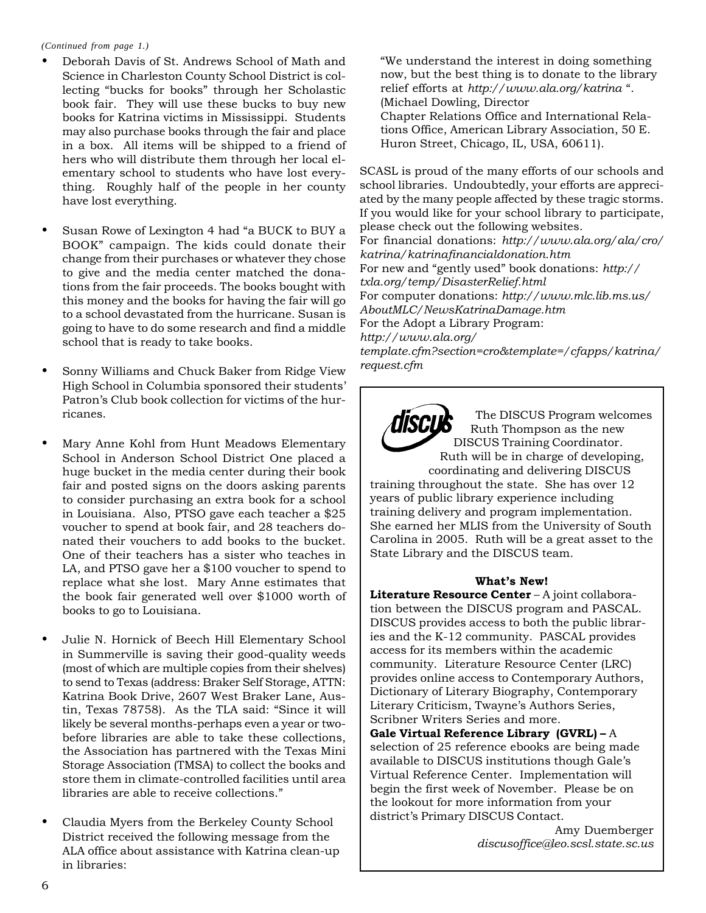*(Continued from page 1.)*

- Deborah Davis of St. Andrews School of Math and Science in Charleston County School District is collecting "bucks for books" through her Scholastic book fair. They will use these bucks to buy new books for Katrina victims in Mississippi. Students may also purchase books through the fair and place in a box. All items will be shipped to a friend of hers who will distribute them through her local elementary school to students who have lost everything. Roughly half of the people in her county have lost everything.

- Susan Rowe of Lexington 4 had "a BUCK to BUY a BOOK" campaign. The kids could donate their change from their purchases or whatever they chose to give and the media center matched the donations from the fair proceeds. The books bought with this money and the books for having the fair will go to a school devastated from the hurricane. Susan is going to have to do some research and find a middle school that is ready to take books.

- Sonny Williams and Chuck Baker from Ridge View High School in Columbia sponsored their students' Patron's Club book collection for victims of the hurricanes.

- Mary Anne Kohl from Hunt Meadows Elementary School in Anderson School District One placed a huge bucket in the media center during their book fair and posted signs on the doors asking parents to consider purchasing an extra book for a school in Louisiana. Also, PTSO gave each teacher a $25 voucher to spend at book fair, and 28 teachers donated their vouchers to add books to the bucket. One of their teachers has a sister who teaches in LA, and PTSO gave her a $100 voucher to spend to replace what she lost. Mary Anne estimates that the book fair generated well over $1000 worth of books to go to Louisiana.

- Julie N. Hornick of Beech Hill Elementary School in Summerville is saving their good-quality weeds (most of which are multiple copies from their shelves) to send to Texas (address: Braker Self Storage, ATTN: Katrina Book Drive, 2607 West Braker Lane, Austin, Texas 78758). As the TLA said: "Since it will likely be several months-perhaps even a year or two-before libraries are able to take these collections, the Association has partnered with the Texas Mini Storage Association (TMSA) to collect the books and store them in climate-controlled facilities until area libraries are able to receive collections."

- Claudia Myers from the Berkeley County School District received the following message from the ALA office about assistance with Katrina clean-up in libraries:

  "We understand the interest in doing something now, but the best thing is to donate to the library relief efforts at *http://www.ala.org/katrina* ". (Michael Dowling, Director
  Chapter Relations Office and International Relations Office, American Library Association, 50 E. Huron Street, Chicago, IL, USA, 60611).

SCASL is proud of the many efforts of our schools and school libraries. Undoubtedly, your efforts are appreciated by the many people affected by these tragic storms. If you would like for your school library to participate, please check out the following websites.
For financial donations: *http://www.ala.org/ala/cro/katrina/katrinafinancialdonation.htm*
For new and "gently used" book donations: *http://txla.org/temp/DisasterRelief.html*
For computer donations: *http://www.mlc.lib.ms.us/AboutMLC/NewsKatrinaDamage.htm*
For the Adopt a Library Program:
*http://www.ala.org/template.cfm?section=cro&template=/cfapps/katrina/request.cfm*

---

The DISCUS Program welcomes Ruth Thompson as the new DISCUS Training Coordinator. Ruth will be in charge of developing, coordinating and delivering DISCUS training throughout the state. She has over 12 years of public library experience including training delivery and program implementation. She earned her MLIS from the University of South Carolina in 2005. Ruth will be a great asset to the State Library and the DISCUS team.

**What's New!**

**Literature Resource Center** – A joint collaboration between the DISCUS program and PASCAL. DISCUS provides access to both the public libraries and the K-12 community. PASCAL provides access for its members within the academic community. Literature Resource Center (LRC) provides online access to Contemporary Authors, Dictionary of Literary Biography, Contemporary Literary Criticism, Twayne's Authors Series, Scribner Writers Series and more.

**Gale Virtual Reference Library (GVRL) –** A selection of 25 reference ebooks are being made available to DISCUS institutions though Gale's Virtual Reference Center. Implementation will begin the first week of November. Please be on the lookout for more information from your district's Primary DISCUS Contact.

Amy Duemberger
*discusoffice@leo.scsl.state.sc.us*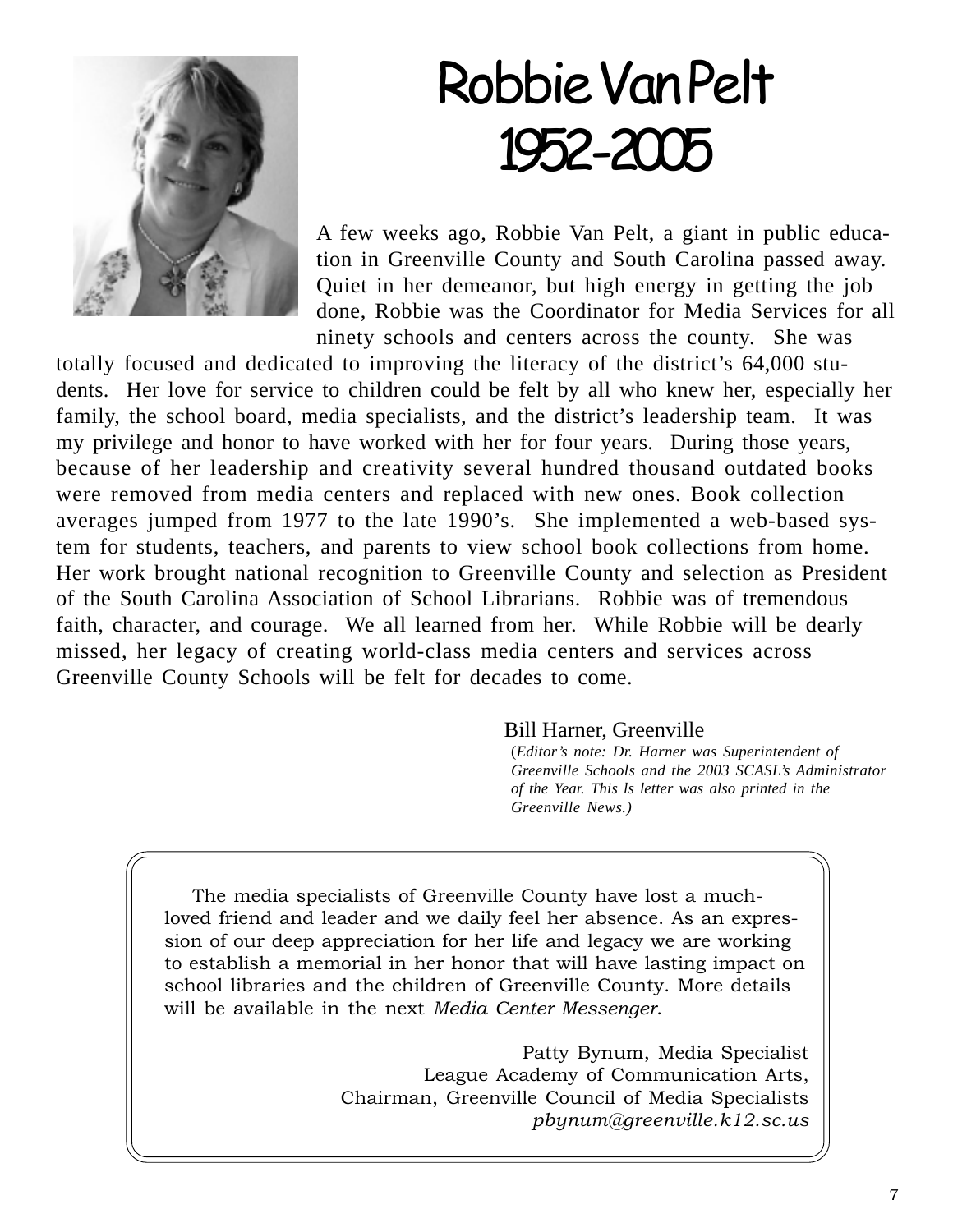# Robbie Van Pelt
# 1952-2005

A few weeks ago, Robbie Van Pelt, a giant in public education in Greenville County and South Carolina passed away. Quiet in her demeanor, but high energy in getting the job done, Robbie was the Coordinator for Media Services for all ninety schools and centers across the county. She was totally focused and dedicated to improving the literacy of the district's 64,000 students. Her love for service to children could be felt by all who knew her, especially her family, the school board, media specialists, and the district's leadership team. It was my privilege and honor to have worked with her for four years. During those years, because of her leadership and creativity several hundred thousand outdated books were removed from media centers and replaced with new ones. Book collection averages jumped from 1977 to the late 1990's. She implemented a web-based system for students, teachers, and parents to view school book collections from home. Her work brought national recognition to Greenville County and selection as President of the South Carolina Association of School Librarians. Robbie was of tremendous faith, character, and courage. We all learned from her. While Robbie will be dearly missed, her legacy of creating world-class media centers and services across Greenville County Schools will be felt for decades to come.

Bill Harner, Greenville

(*Editor's note: Dr. Harner was Superintendent of Greenville Schools and the 2003 SCASL's Administrator of the Year. This ls letter was also printed in the Greenville News.)*

---

The media specialists of Greenville County have lost a much-loved friend and leader and we daily feel her absence. As an expression of our deep appreciation for her life and legacy we are working to establish a memorial in her honor that will have lasting impact on school libraries and the children of Greenville County. More details will be available in the next *Media Center Messenger*.

Patty Bynum, Media Specialist
League Academy of Communication Arts,
Chairman, Greenville Council of Media Specialists
*pbynum@greenville.k12.sc.us*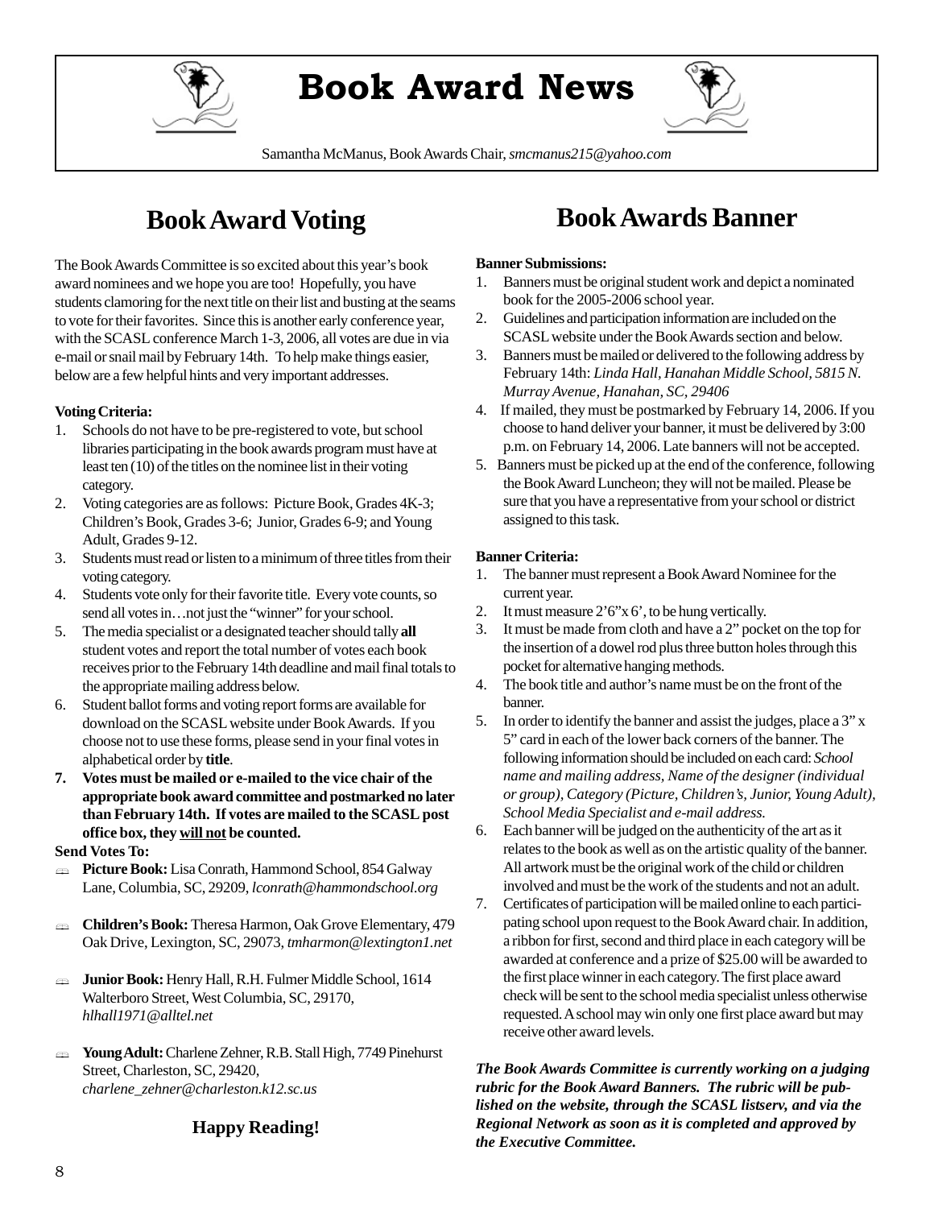# Book Award News

Samantha McManus, Book Awards Chair, *smcmanus215@yahoo.com*

## Book Award Voting

The Book Awards Committee is so excited about this year's book award nominees and we hope you are too! Hopefully, you have students clamoring for the next title on their list and busting at the seams to vote for their favorites. Since this is another early conference year, with the SCASL conference March 1-3, 2006, all votes are due in via e-mail or snail mail by February 14th. To help make things easier, below are a few helpful hints and very important addresses.

**Voting Criteria:**

1. Schools do not have to be pre-registered to vote, but school libraries participating in the book awards program must have at least ten (10) of the titles on the nominee list in their voting category.
2. Voting categories are as follows: Picture Book, Grades 4K-3; Children's Book, Grades 3-6; Junior, Grades 6-9; and Young Adult, Grades 9-12.
3. Students must read or listen to a minimum of three titles from their voting category.
4. Students vote only for their favorite title. Every vote counts, so send all votes in…not just the "winner" for your school.
5. The media specialist or a designated teacher should tally **all** student votes and report the total number of votes each book receives prior to the February 14th deadline and mail final totals to the appropriate mailing address below.
6. Student ballot forms and voting report forms are available for download on the SCASL website under Book Awards. If you choose not to use these forms, please send in your final votes in alphabetical order by **title**.
7. **Votes must be mailed or e-mailed to the vice chair of the appropriate book award committee and postmarked no later than February 14th. If votes are mailed to the SCASL post office box, they <u>will not</u> be counted.**

**Send Votes To:**

- **Picture Book:** Lisa Conrath, Hammond School, 854 Galway Lane, Columbia, SC, 29209, *lconrath@hammondschool.org*
- **Children's Book:** Theresa Harmon, Oak Grove Elementary, 479 Oak Drive, Lexington, SC, 29073, *tmharmon@lextington1.net*
- **Junior Book:** Henry Hall, R.H. Fulmer Middle School, 1614 Walterboro Street, West Columbia, SC, 29170, *hlhall1971@alltel.net*
- **Young Adult:** Charlene Zehner, R.B. Stall High, 7749 Pinehurst Street, Charleston, SC, 29420, *charlene_zehner@charleston.k12.sc.us*

**Happy Reading!**

## Book Awards Banner

**Banner Submissions:**

1. Banners must be original student work and depict a nominated book for the 2005-2006 school year.
2. Guidelines and participation information are included on the SCASL website under the Book Awards section and below.
3. Banners must be mailed or delivered to the following address by February 14th: *Linda Hall, Hanahan Middle School, 5815 N. Murray Avenue, Hanahan, SC, 29406*
4. If mailed, they must be postmarked by February 14, 2006. If you choose to hand deliver your banner, it must be delivered by 3:00 p.m. on February 14, 2006. Late banners will not be accepted.
5. Banners must be picked up at the end of the conference, following the Book Award Luncheon; they will not be mailed. Please be sure that you have a representative from your school or district assigned to this task.

**Banner Criteria:**

1. The banner must represent a Book Award Nominee for the current year.
2. It must measure 2'6"x 6', to be hung vertically.
3. It must be made from cloth and have a 2" pocket on the top for the insertion of a dowel rod plus three button holes through this pocket for alternative hanging methods.
4. The book title and author's name must be on the front of the banner.
5. In order to identify the banner and assist the judges, place a 3" x 5" card in each of the lower back corners of the banner. The following information should be included on each card: *School name and mailing address, Name of the designer (individual or group), Category (Picture, Children's, Junior, Young Adult), School Media Specialist and e-mail address.*
6. Each banner will be judged on the authenticity of the art as it relates to the book as well as on the artistic quality of the banner. All artwork must be the original work of the child or children involved and must be the work of the students and not an adult.
7. Certificates of participation will be mailed online to each participating school upon request to the Book Award chair. In addition, a ribbon for first, second and third place in each category will be awarded at conference and a prize of $25.00 will be awarded to the first place winner in each category. The first place award check will be sent to the school media specialist unless otherwise requested. A school may win only one first place award but may receive other award levels.

***The Book Awards Committee is currently working on a judging rubric for the Book Award Banners. The rubric will be published on the website, through the SCASL listserv, and via the Regional Network as soon as it is completed and approved by the Executive Committee.***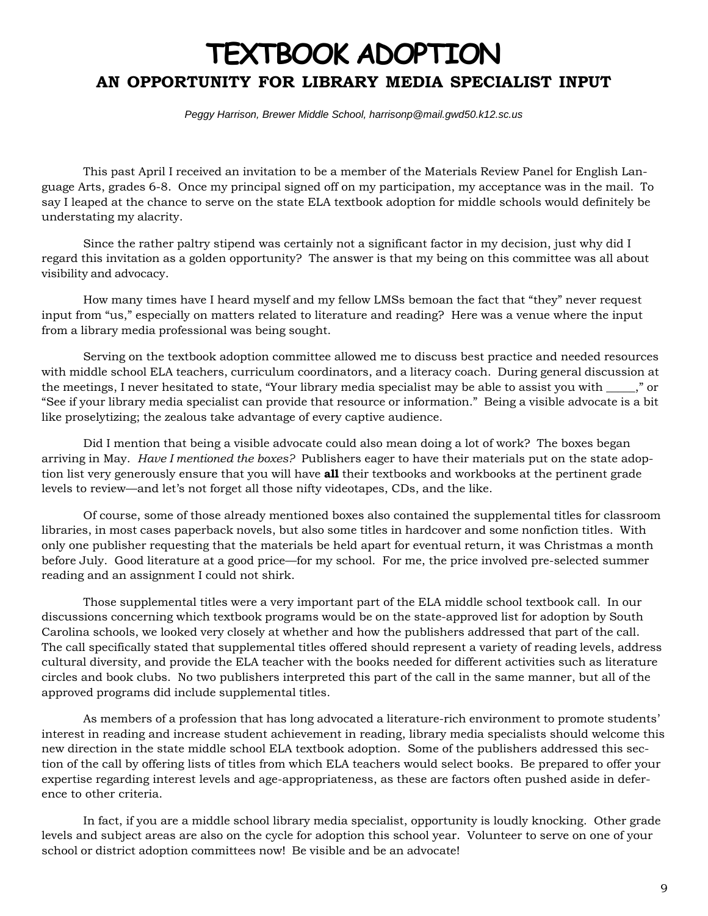# TEXTBOOK ADOPTION

## AN OPPORTUNITY FOR LIBRARY MEDIA SPECIALIST INPUT

*Peggy Harrison, Brewer Middle School, harrisonp@mail.gwd50.k12.sc.us*

This past April I received an invitation to be a member of the Materials Review Panel for English Language Arts, grades 6-8. Once my principal signed off on my participation, my acceptance was in the mail. To say I leaped at the chance to serve on the state ELA textbook adoption for middle schools would definitely be understating my alacrity.

Since the rather paltry stipend was certainly not a significant factor in my decision, just why did I regard this invitation as a golden opportunity? The answer is that my being on this committee was all about visibility and advocacy.

How many times have I heard myself and my fellow LMSs bemoan the fact that "they" never request input from "us," especially on matters related to literature and reading? Here was a venue where the input from a library media professional was being sought.

Serving on the textbook adoption committee allowed me to discuss best practice and needed resources with middle school ELA teachers, curriculum coordinators, and a literacy coach. During general discussion at the meetings, I never hesitated to state, "Your library media specialist may be able to assist you with _____," or "See if your library media specialist can provide that resource or information." Being a visible advocate is a bit like proselytizing; the zealous take advantage of every captive audience.

Did I mention that being a visible advocate could also mean doing a lot of work? The boxes began arriving in May. *Have I mentioned the boxes?* Publishers eager to have their materials put on the state adoption list very generously ensure that you will have **all** their textbooks and workbooks at the pertinent grade levels to review—and let's not forget all those nifty videotapes, CDs, and the like.

Of course, some of those already mentioned boxes also contained the supplemental titles for classroom libraries, in most cases paperback novels, but also some titles in hardcover and some nonfiction titles. With only one publisher requesting that the materials be held apart for eventual return, it was Christmas a month before July. Good literature at a good price—for my school. For me, the price involved pre-selected summer reading and an assignment I could not shirk.

Those supplemental titles were a very important part of the ELA middle school textbook call. In our discussions concerning which textbook programs would be on the state-approved list for adoption by South Carolina schools, we looked very closely at whether and how the publishers addressed that part of the call. The call specifically stated that supplemental titles offered should represent a variety of reading levels, address cultural diversity, and provide the ELA teacher with the books needed for different activities such as literature circles and book clubs. No two publishers interpreted this part of the call in the same manner, but all of the approved programs did include supplemental titles.

As members of a profession that has long advocated a literature-rich environment to promote students' interest in reading and increase student achievement in reading, library media specialists should welcome this new direction in the state middle school ELA textbook adoption. Some of the publishers addressed this section of the call by offering lists of titles from which ELA teachers would select books. Be prepared to offer your expertise regarding interest levels and age-appropriateness, as these are factors often pushed aside in deference to other criteria.

In fact, if you are a middle school library media specialist, opportunity is loudly knocking. Other grade levels and subject areas are also on the cycle for adoption this school year. Volunteer to serve on one of your school or district adoption committees now! Be visible and be an advocate!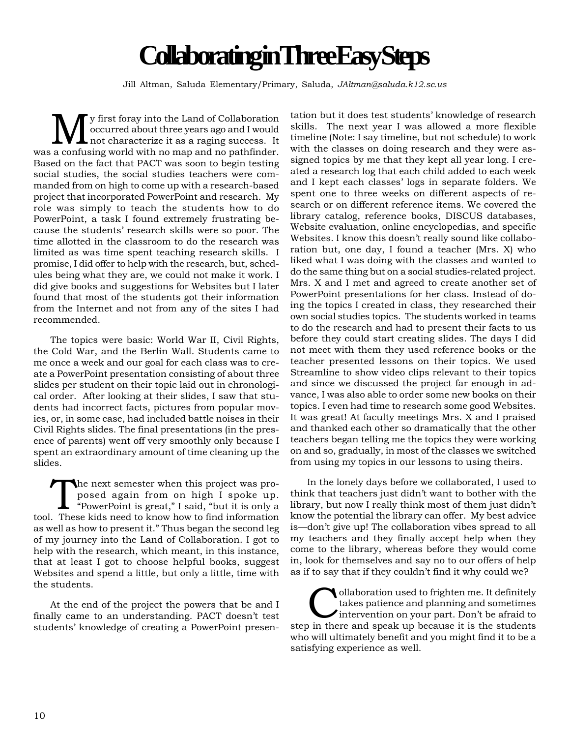# Collaborating in Three Easy Steps

Jill Altman, Saluda Elementary/Primary, Saluda, *JAltman@saluda.k12.sc.us*

My first foray into the Land of Collaboration occurred about three years ago and I would not characterize it as a raging success. It was a confusing world with no map and no pathfinder. Based on the fact that PACT was soon to begin testing social studies, the social studies teachers were commanded from on high to come up with a research-based project that incorporated PowerPoint and research. My role was simply to teach the students how to do PowerPoint, a task I found extremely frustrating because the students' research skills were so poor. The time allotted in the classroom to do the research was limited as was time spent teaching research skills. I promise, I did offer to help with the research, but, schedules being what they are, we could not make it work. I did give books and suggestions for Websites but I later found that most of the students got their information from the Internet and not from any of the sites I had recommended.

The topics were basic: World War II, Civil Rights, the Cold War, and the Berlin Wall. Students came to me once a week and our goal for each class was to create a PowerPoint presentation consisting of about three slides per student on their topic laid out in chronological order. After looking at their slides, I saw that students had incorrect facts, pictures from popular movies, or, in some case, had included battle noises in their Civil Rights slides. The final presentations (in the presence of parents) went off very smoothly only because I spent an extraordinary amount of time cleaning up the slides.

The next semester when this project was proposed again from on high I spoke up. "PowerPoint is great," I said, "but it is only a tool. These kids need to know how to find information as well as how to present it." Thus began the second leg of my journey into the Land of Collaboration. I got to help with the research, which meant, in this instance, that at least I got to choose helpful books, suggest Websites and spend a little, but only a little, time with the students.

At the end of the project the powers that be and I finally came to an understanding. PACT doesn't test students' knowledge of creating a PowerPoint presentation but it does test students' knowledge of research skills. The next year I was allowed a more flexible timeline (Note: I say timeline, but not schedule) to work with the classes on doing research and they were assigned topics by me that they kept all year long. I created a research log that each child added to each week and I kept each classes' logs in separate folders. We spent one to three weeks on different aspects of research or on different reference items. We covered the library catalog, reference books, DISCUS databases, Website evaluation, online encyclopedias, and specific Websites. I know this doesn't really sound like collaboration but, one day, I found a teacher (Mrs. X) who liked what I was doing with the classes and wanted to do the same thing but on a social studies-related project. Mrs. X and I met and agreed to create another set of PowerPoint presentations for her class. Instead of doing the topics I created in class, they researched their own social studies topics. The students worked in teams to do the research and had to present their facts to us before they could start creating slides. The days I did not meet with them they used reference books or the teacher presented lessons on their topics. We used Streamline to show video clips relevant to their topics and since we discussed the project far enough in advance, I was also able to order some new books on their topics. I even had time to research some good Websites. It was great! At faculty meetings Mrs. X and I praised and thanked each other so dramatically that the other teachers began telling me the topics they were working on and so, gradually, in most of the classes we switched from using my topics in our lessons to using theirs.

In the lonely days before we collaborated, I used to think that teachers just didn't want to bother with the library, but now I really think most of them just didn't know the potential the library can offer. My best advice is—don't give up! The collaboration vibes spread to all my teachers and they finally accept help when they come to the library, whereas before they would come in, look for themselves and say no to our offers of help as if to say that if they couldn't find it why could we?

Collaboration used to frighten me. It definitely takes patience and planning and sometimes intervention on your part. Don't be afraid to step in there and speak up because it is the students who will ultimately benefit and you might find it to be a satisfying experience as well.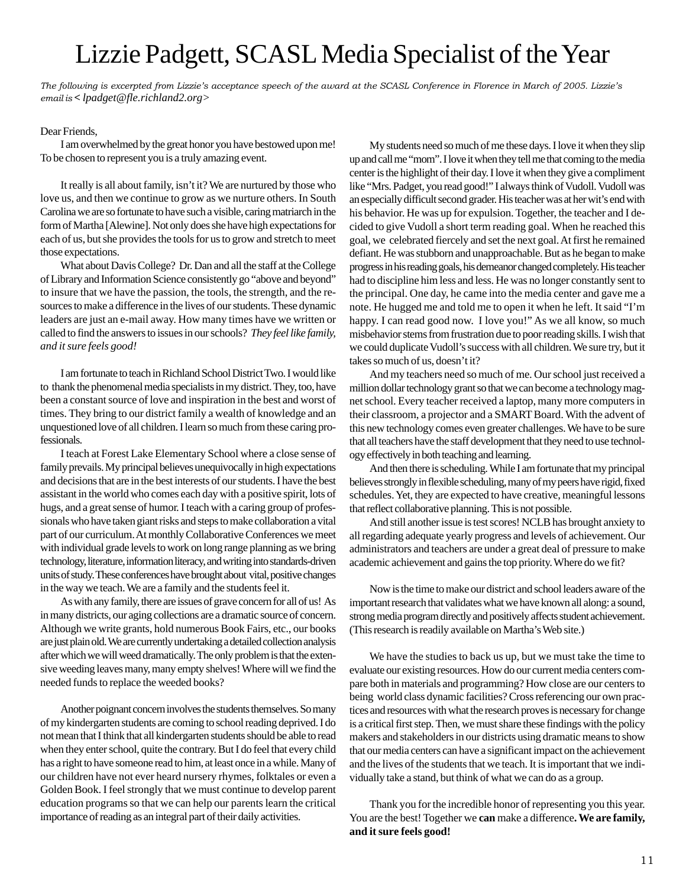# Lizzie Padgett, SCASL Media Specialist of the Year

*The following is excerpted from Lizzie's acceptance speech of the award at the SCASL Conference in Florence in March of 2005. Lizzie's email is < lpadget@fle.richland2.org>*

Dear Friends,

I am overwhelmed by the great honor you have bestowed upon me! To be chosen to represent you is a truly amazing event.

It really is all about family, isn't it? We are nurtured by those who love us, and then we continue to grow as we nurture others. In South Carolina we are so fortunate to have such a visible, caring matriarch in the form of Martha [Alewine]. Not only does she have high expectations for each of us, but she provides the tools for us to grow and stretch to meet those expectations.

What about Davis College? Dr. Dan and all the staff at the College of Library and Information Science consistently go "above and beyond" to insure that we have the passion, the tools, the strength, and the resources to make a difference in the lives of our students. These dynamic leaders are just an e-mail away. How many times have we written or called to find the answers to issues in our schools? *They feel like family, and it sure feels good!*

I am fortunate to teach in Richland School District Two. I would like to thank the phenomenal media specialists in my district. They, too, have been a constant source of love and inspiration in the best and worst of times. They bring to our district family a wealth of knowledge and an unquestioned love of all children. I learn so much from these caring professionals.

I teach at Forest Lake Elementary School where a close sense of family prevails. My principal believes unequivocally in high expectations and decisions that are in the best interests of our students. I have the best assistant in the world who comes each day with a positive spirit, lots of hugs, and a great sense of humor. I teach with a caring group of professionals who have taken giant risks and steps to make collaboration a vital part of our curriculum. At monthly Collaborative Conferences we meet with individual grade levels to work on long range planning as we bring technology, literature, information literacy, and writing into standards-driven units of study. These conferences have brought about vital, positive changes in the way we teach. We are a family and the students feel it.

As with any family, there are issues of grave concern for all of us! As in many districts, our aging collections are a dramatic source of concern. Although we write grants, hold numerous Book Fairs, etc., our books are just plain old. We are currently undertaking a detailed collection analysis after which we will weed dramatically. The only problem is that the extensive weeding leaves many, many empty shelves! Where will we find the needed funds to replace the weeded books?

Another poignant concern involves the students themselves. So many of my kindergarten students are coming to school reading deprived. I do not mean that I think that all kindergarten students should be able to read when they enter school, quite the contrary. But I do feel that every child has a right to have someone read to him, at least once in a while. Many of our children have not ever heard nursery rhymes, folktales or even a Golden Book. I feel strongly that we must continue to develop parent education programs so that we can help our parents learn the critical importance of reading as an integral part of their daily activities.

My students need so much of me these days. I love it when they slip up and call me "mom". I love it when they tell me that coming to the media center is the highlight of their day. I love it when they give a compliment like "Mrs. Padget, you read good!" I always think of Vudoll. Vudoll was an especially difficult second grader. His teacher was at her wit's end with his behavior. He was up for expulsion. Together, the teacher and I decided to give Vudoll a short term reading goal. When he reached this goal, we celebrated fiercely and set the next goal. At first he remained defiant. He was stubborn and unapproachable. But as he began to make progress in his reading goals, his demeanor changed completely. His teacher had to discipline him less and less. He was no longer constantly sent to the principal. One day, he came into the media center and gave me a note. He hugged me and told me to open it when he left. It said "I'm happy. I can read good now. I love you!" As we all know, so much misbehavior stems from frustration due to poor reading skills. I wish that we could duplicate Vudoll's success with all children. We sure try, but it takes so much of us, doesn't it?

And my teachers need so much of me. Our school just received a million dollar technology grant so that we can become a technology magnet school. Every teacher received a laptop, many more computers in their classroom, a projector and a SMART Board. With the advent of this new technology comes even greater challenges. We have to be sure that all teachers have the staff development that they need to use technology effectively in both teaching and learning.

And then there is scheduling. While I am fortunate that my principal believes strongly in flexible scheduling, many of my peers have rigid, fixed schedules. Yet, they are expected to have creative, meaningful lessons that reflect collaborative planning. This is not possible.

And still another issue is test scores! NCLB has brought anxiety to all regarding adequate yearly progress and levels of achievement. Our administrators and teachers are under a great deal of pressure to make academic achievement and gains the top priority. Where do we fit?

Now is the time to make our district and school leaders aware of the important research that validates what we have known all along: a sound, strong media program directly and positively affects student achievement. (This research is readily available on Martha's Web site.)

We have the studies to back us up, but we must take the time to evaluate our existing resources. How do our current media centers compare both in materials and programming? How close are our centers to being world class dynamic facilities? Cross referencing our own practices and resources with what the research proves is necessary for change is a critical first step. Then, we must share these findings with the policy makers and stakeholders in our districts using dramatic means to show that our media centers can have a significant impact on the achievement and the lives of the students that we teach. It is important that we individually take a stand, but think of what we can do as a group.

Thank you for the incredible honor of representing you this year. You are the best! Together we **can** make a difference**. We are family, and it sure feels good!**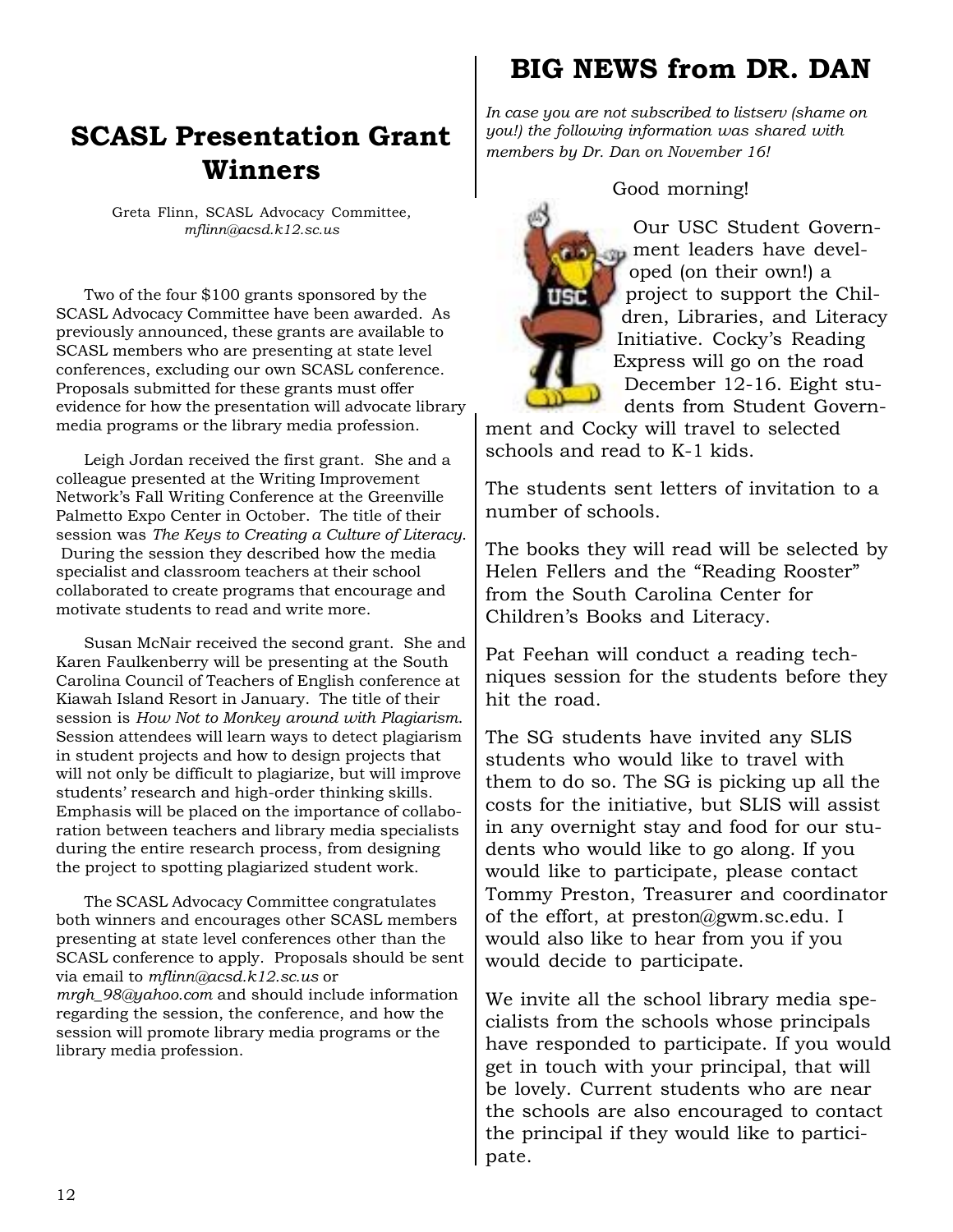## SCASL Presentation Grant Winners

Greta Flinn, SCASL Advocacy Committee, *mflinn@acsd.k12.sc.us*

Two of the four $100 grants sponsored by the SCASL Advocacy Committee have been awarded. As previously announced, these grants are available to SCASL members who are presenting at state level conferences, excluding our own SCASL conference. Proposals submitted for these grants must offer evidence for how the presentation will advocate library media programs or the library media profession.

Leigh Jordan received the first grant. She and a colleague presented at the Writing Improvement Network's Fall Writing Conference at the Greenville Palmetto Expo Center in October. The title of their session was *The Keys to Creating a Culture of Literacy*. During the session they described how the media specialist and classroom teachers at their school collaborated to create programs that encourage and motivate students to read and write more.

Susan McNair received the second grant. She and Karen Faulkenberry will be presenting at the South Carolina Council of Teachers of English conference at Kiawah Island Resort in January. The title of their session is *How Not to Monkey around with Plagiarism*. Session attendees will learn ways to detect plagiarism in student projects and how to design projects that will not only be difficult to plagiarize, but will improve students' research and high-order thinking skills. Emphasis will be placed on the importance of collaboration between teachers and library media specialists during the entire research process, from designing the project to spotting plagiarized student work.

The SCASL Advocacy Committee congratulates both winners and encourages other SCASL members presenting at state level conferences other than the SCASL conference to apply. Proposals should be sent via email to *mflinn@acsd.k12.sc.us* or *mrgh_98@yahoo.com* and should include information regarding the session, the conference, and how the session will promote library media programs or the library media profession.

## BIG NEWS from DR. DAN

*In case you are not subscribed to listserv (shame on you!) the following information was shared with members by Dr. Dan on November 16!*

Good morning!

Our USC Student Government leaders have developed (on their own!) a project to support the Children, Libraries, and Literacy Initiative. Cocky's Reading Express will go on the road December 12-16. Eight students from Student Government and Cocky will travel to selected schools and read to K-1 kids.

The students sent letters of invitation to a number of schools.

The books they will read will be selected by Helen Fellers and the "Reading Rooster" from the South Carolina Center for Children's Books and Literacy.

Pat Feehan will conduct a reading techniques session for the students before they hit the road.

The SG students have invited any SLIS students who would like to travel with them to do so. The SG is picking up all the costs for the initiative, but SLIS will assist in any overnight stay and food for our students who would like to go along. If you would like to participate, please contact Tommy Preston, Treasurer and coordinator of the effort, at preston@gwm.sc.edu. I would also like to hear from you if you would decide to participate.

We invite all the school library media specialists from the schools whose principals have responded to participate. If you would get in touch with your principal, that will be lovely. Current students who are near the schools are also encouraged to contact the principal if they would like to participate.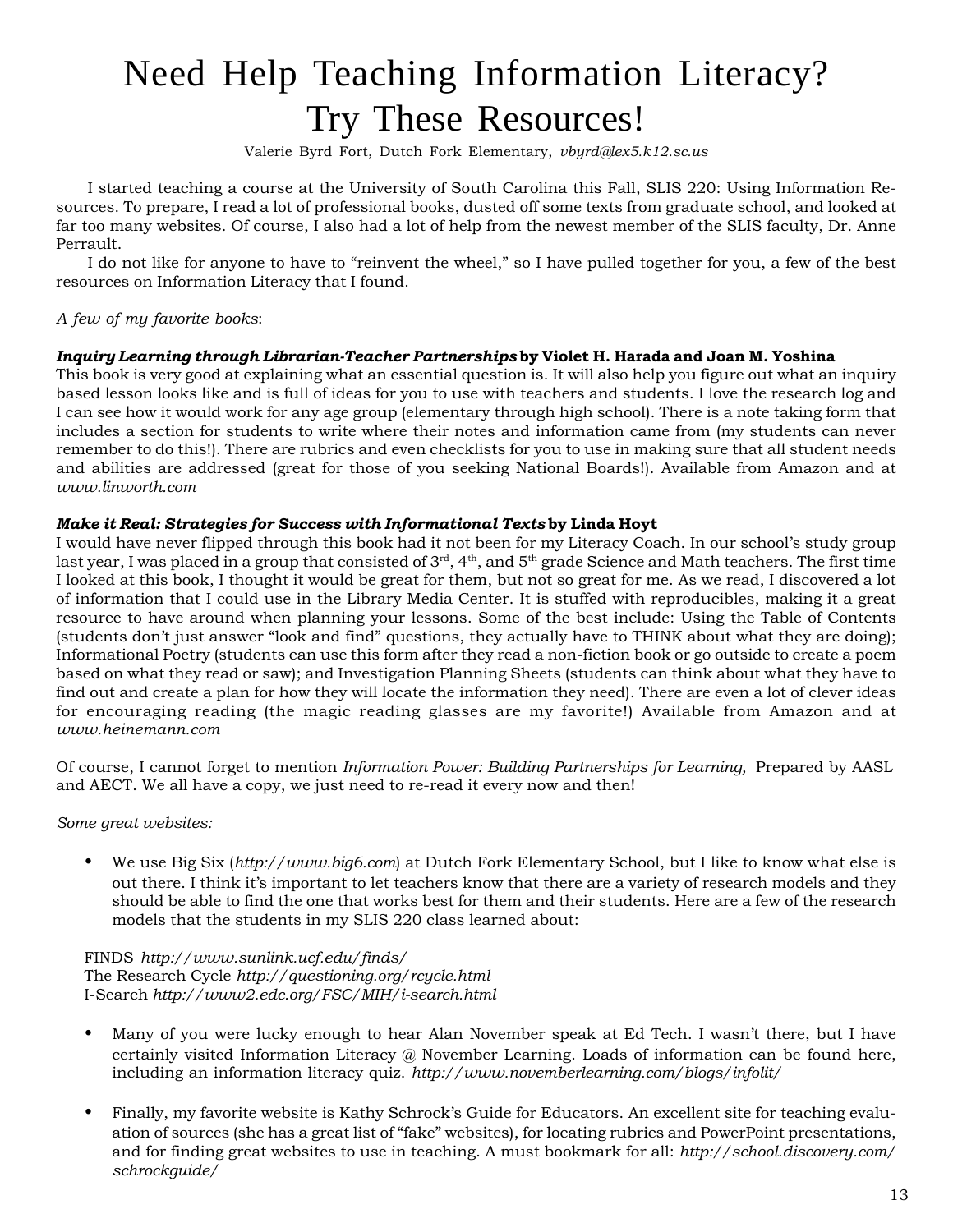# Need Help Teaching Information Literacy? Try These Resources!

Valerie Byrd Fort, Dutch Fork Elementary, *vbyrd@lex5.k12.sc.us*

I started teaching a course at the University of South Carolina this Fall, SLIS 220: Using Information Resources. To prepare, I read a lot of professional books, dusted off some texts from graduate school, and looked at far too many websites. Of course, I also had a lot of help from the newest member of the SLIS faculty, Dr. Anne Perrault.

I do not like for anyone to have to "reinvent the wheel," so I have pulled together for you, a few of the best resources on Information Literacy that I found.

*A few of my favorite books*:

***Inquiry Learning through Librarian-Teacher Partnerships* by Violet H. Harada and Joan M. Yoshina**
This book is very good at explaining what an essential question is. It will also help you figure out what an inquiry based lesson looks like and is full of ideas for you to use with teachers and students. I love the research log and I can see how it would work for any age group (elementary through high school). There is a note taking form that includes a section for students to write where their notes and information came from (my students can never remember to do this!). There are rubrics and even checklists for you to use in making sure that all student needs and abilities are addressed (great for those of you seeking National Boards!). Available from Amazon and at *www.linworth.com*

***Make it Real: Strategies for Success with Informational Texts* by Linda Hoyt**
I would have never flipped through this book had it not been for my Literacy Coach. In our school's study group last year, I was placed in a group that consisted of 3rd, 4th, and 5th grade Science and Math teachers. The first time I looked at this book, I thought it would be great for them, but not so great for me. As we read, I discovered a lot of information that I could use in the Library Media Center. It is stuffed with reproducibles, making it a great resource to have around when planning your lessons. Some of the best include: Using the Table of Contents (students don't just answer "look and find" questions, they actually have to THINK about what they are doing); Informational Poetry (students can use this form after they read a non-fiction book or go outside to create a poem based on what they read or saw); and Investigation Planning Sheets (students can think about what they have to find out and create a plan for how they will locate the information they need). There are even a lot of clever ideas for encouraging reading (the magic reading glasses are my favorite!) Available from Amazon and at *www.heinemann.com*

Of course, I cannot forget to mention *Information Power: Building Partnerships for Learning,* Prepared by AASL and AECT. We all have a copy, we just need to re-read it every now and then!

*Some great websites:*

- We use Big Six (*http://www.big6.com*) at Dutch Fork Elementary School, but I like to know what else is out there. I think it's important to let teachers know that there are a variety of research models and they should be able to find the one that works best for them and their students. Here are a few of the research models that the students in my SLIS 220 class learned about:

  FINDS *http://www.sunlink.ucf.edu/finds/*
  The Research Cycle *http://questioning.org/rcycle.html*
  I-Search *http://www2.edc.org/FSC/MIH/i-search.html*

- Many of you were lucky enough to hear Alan November speak at Ed Tech. I wasn't there, but I have certainly visited Information Literacy @ November Learning. Loads of information can be found here, including an information literacy quiz. *http://www.novemberlearning.com/blogs/infolit/*

- Finally, my favorite website is Kathy Schrock's Guide for Educators. An excellent site for teaching evaluation of sources (she has a great list of "fake" websites), for locating rubrics and PowerPoint presentations, and for finding great websites to use in teaching. A must bookmark for all: *http://school.discovery.com/schrockguide/*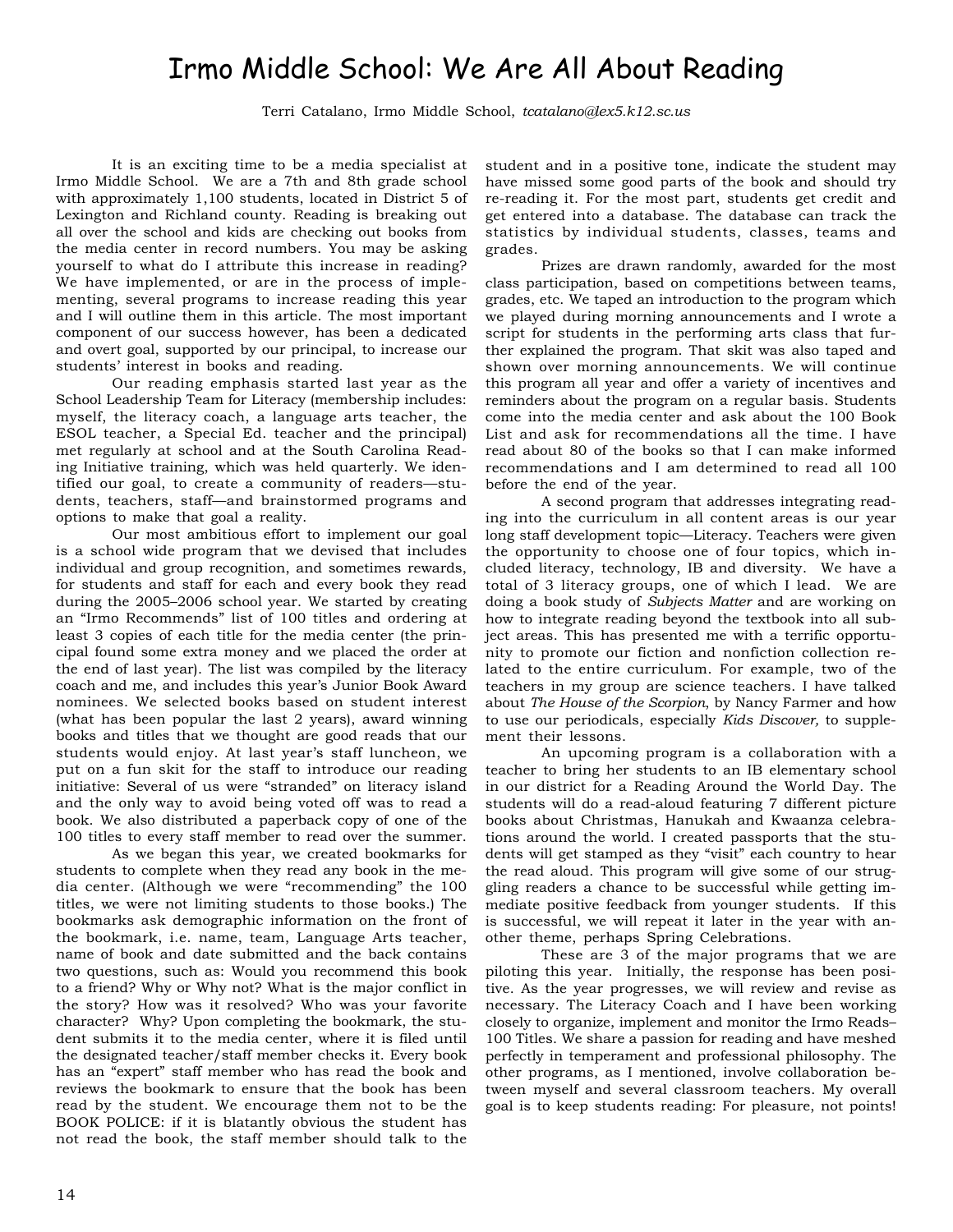# Irmo Middle School: We Are All About Reading

Terri Catalano, Irmo Middle School, *tcatalano@lex5.k12.sc.us*

It is an exciting time to be a media specialist at Irmo Middle School. We are a 7th and 8th grade school with approximately 1,100 students, located in District 5 of Lexington and Richland county. Reading is breaking out all over the school and kids are checking out books from the media center in record numbers. You may be asking yourself to what do I attribute this increase in reading? We have implemented, or are in the process of implementing, several programs to increase reading this year and I will outline them in this article. The most important component of our success however, has been a dedicated and overt goal, supported by our principal, to increase our students' interest in books and reading.

Our reading emphasis started last year as the School Leadership Team for Literacy (membership includes: myself, the literacy coach, a language arts teacher, the ESOL teacher, a Special Ed. teacher and the principal) met regularly at school and at the South Carolina Reading Initiative training, which was held quarterly. We identified our goal, to create a community of readers—students, teachers, staff—and brainstormed programs and options to make that goal a reality.

Our most ambitious effort to implement our goal is a school wide program that we devised that includes individual and group recognition, and sometimes rewards, for students and staff for each and every book they read during the 2005–2006 school year. We started by creating an "Irmo Recommends" list of 100 titles and ordering at least 3 copies of each title for the media center (the principal found some extra money and we placed the order at the end of last year). The list was compiled by the literacy coach and me, and includes this year's Junior Book Award nominees. We selected books based on student interest (what has been popular the last 2 years), award winning books and titles that we thought are good reads that our students would enjoy. At last year's staff luncheon, we put on a fun skit for the staff to introduce our reading initiative: Several of us were "stranded" on literacy island and the only way to avoid being voted off was to read a book. We also distributed a paperback copy of one of the 100 titles to every staff member to read over the summer.

As we began this year, we created bookmarks for students to complete when they read any book in the media center. (Although we were "recommending" the 100 titles, we were not limiting students to those books.) The bookmarks ask demographic information on the front of the bookmark, i.e. name, team, Language Arts teacher, name of book and date submitted and the back contains two questions, such as: Would you recommend this book to a friend? Why or Why not? What is the major conflict in the story? How was it resolved? Who was your favorite character? Why? Upon completing the bookmark, the student submits it to the media center, where it is filed until the designated teacher/staff member checks it. Every book has an "expert" staff member who has read the book and reviews the bookmark to ensure that the book has been read by the student. We encourage them not to be the BOOK POLICE: if it is blatantly obvious the student has not read the book, the staff member should talk to the student and in a positive tone, indicate the student may have missed some good parts of the book and should try re-reading it. For the most part, students get credit and get entered into a database. The database can track the statistics by individual students, classes, teams and grades.

Prizes are drawn randomly, awarded for the most class participation, based on competitions between teams, grades, etc. We taped an introduction to the program which we played during morning announcements and I wrote a script for students in the performing arts class that further explained the program. That skit was also taped and shown over morning announcements. We will continue this program all year and offer a variety of incentives and reminders about the program on a regular basis. Students come into the media center and ask about the 100 Book List and ask for recommendations all the time. I have read about 80 of the books so that I can make informed recommendations and I am determined to read all 100 before the end of the year.

A second program that addresses integrating reading into the curriculum in all content areas is our year long staff development topic—Literacy. Teachers were given the opportunity to choose one of four topics, which included literacy, technology, IB and diversity. We have a total of 3 literacy groups, one of which I lead. We are doing a book study of *Subjects Matter* and are working on how to integrate reading beyond the textbook into all subject areas. This has presented me with a terrific opportunity to promote our fiction and nonfiction collection related to the entire curriculum. For example, two of the teachers in my group are science teachers. I have talked about *The House of the Scorpion*, by Nancy Farmer and how to use our periodicals, especially *Kids Discover,* to supplement their lessons.

An upcoming program is a collaboration with a teacher to bring her students to an IB elementary school in our district for a Reading Around the World Day. The students will do a read-aloud featuring 7 different picture books about Christmas, Hanukah and Kwaanza celebrations around the world. I created passports that the students will get stamped as they "visit" each country to hear the read aloud. This program will give some of our struggling readers a chance to be successful while getting immediate positive feedback from younger students. If this is successful, we will repeat it later in the year with another theme, perhaps Spring Celebrations.

These are 3 of the major programs that we are piloting this year. Initially, the response has been positive. As the year progresses, we will review and revise as necessary. The Literacy Coach and I have been working closely to organize, implement and monitor the Irmo Reads–100 Titles. We share a passion for reading and have meshed perfectly in temperament and professional philosophy. The other programs, as I mentioned, involve collaboration between myself and several classroom teachers. My overall goal is to keep students reading: For pleasure, not points!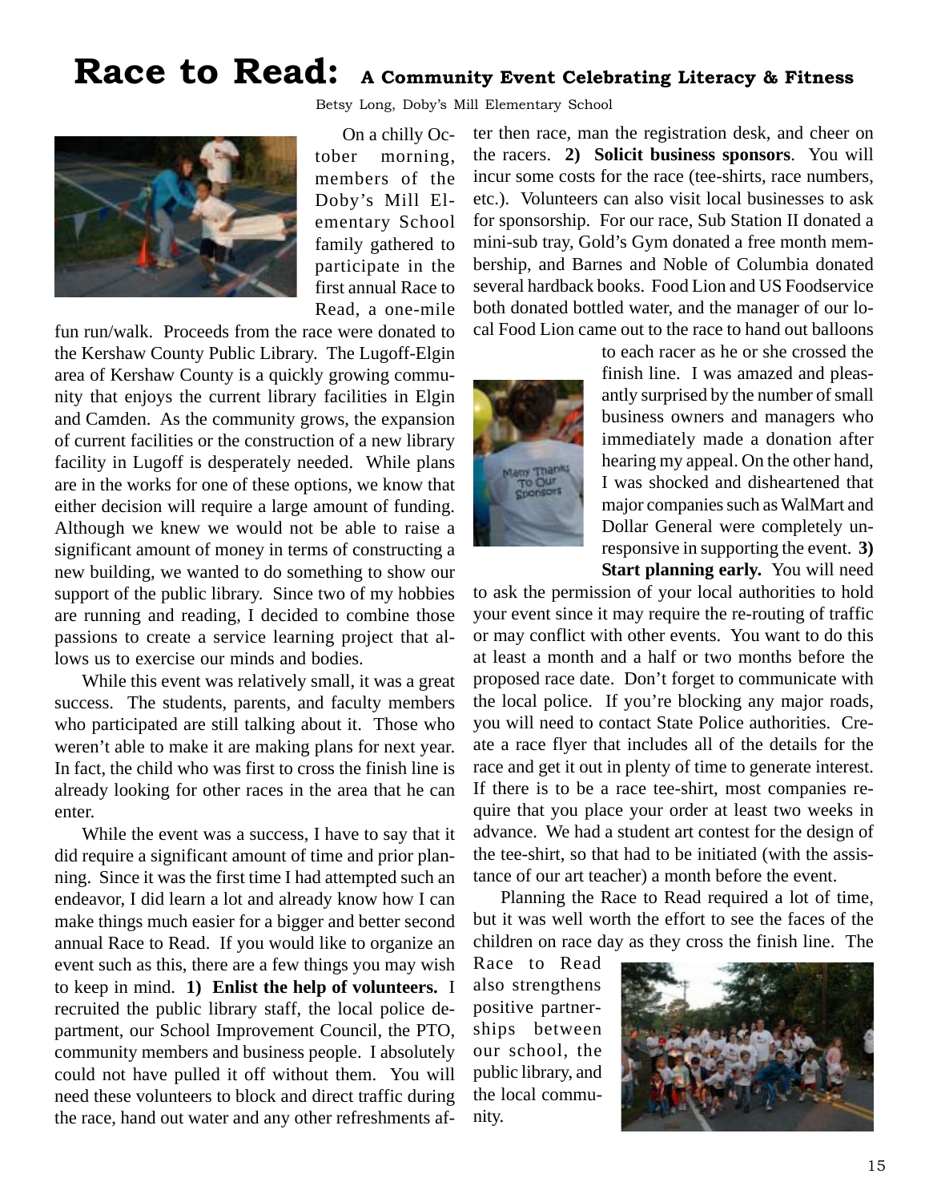# Race to Read: A Community Event Celebrating Literacy & Fitness

Betsy Long, Doby's Mill Elementary School

On a chilly October morning, members of the Doby's Mill Elementary School family gathered to participate in the first annual Race to Read, a one-mile fun run/walk. Proceeds from the race were donated to the Kershaw County Public Library. The Lugoff-Elgin area of Kershaw County is a quickly growing community that enjoys the current library facilities in Elgin and Camden. As the community grows, the expansion of current facilities or the construction of a new library facility in Lugoff is desperately needed. While plans are in the works for one of these options, we know that either decision will require a large amount of funding. Although we knew we would not be able to raise a significant amount of money in terms of constructing a new building, we wanted to do something to show our support of the public library. Since two of my hobbies are running and reading, I decided to combine those passions to create a service learning project that allows us to exercise our minds and bodies.

While this event was relatively small, it was a great success. The students, parents, and faculty members who participated are still talking about it. Those who weren't able to make it are making plans for next year. In fact, the child who was first to cross the finish line is already looking for other races in the area that he can enter.

While the event was a success, I have to say that it did require a significant amount of time and prior planning. Since it was the first time I had attempted such an endeavor, I did learn a lot and already know how I can make things much easier for a bigger and better second annual Race to Read. If you would like to organize an event such as this, there are a few things you may wish to keep in mind. **1) Enlist the help of volunteers.** I recruited the public library staff, the local police department, our School Improvement Council, the PTO, community members and business people. I absolutely could not have pulled it off without them. You will need these volunteers to block and direct traffic during the race, hand out water and any other refreshments after then race, man the registration desk, and cheer on the racers. **2) Solicit business sponsors**. You will incur some costs for the race (tee-shirts, race numbers, etc.). Volunteers can also visit local businesses to ask for sponsorship. For our race, Sub Station II donated a mini-sub tray, Gold's Gym donated a free month membership, and Barnes and Noble of Columbia donated several hardback books. Food Lion and US Foodservice both donated bottled water, and the manager of our local Food Lion came out to the race to hand out balloons to each racer as he or she crossed the finish line. I was amazed and pleasantly surprised by the number of small business owners and managers who immediately made a donation after hearing my appeal. On the other hand, I was shocked and disheartened that major companies such as WalMart and Dollar General were completely unresponsive in supporting the event. **3) Start planning early.** You will need to ask the permission of your local authorities to hold your event since it may require the re-routing of traffic or may conflict with other events. You want to do this at least a month and a half or two months before the proposed race date. Don't forget to communicate with the local police. If you're blocking any major roads, you will need to contact State Police authorities. Create a race flyer that includes all of the details for the race and get it out in plenty of time to generate interest. If there is to be a race tee-shirt, most companies require that you place your order at least two weeks in advance. We had a student art contest for the design of the tee-shirt, so that had to be initiated (with the assistance of our art teacher) a month before the event.

Planning the Race to Read required a lot of time, but it was well worth the effort to see the faces of the children on race day as they cross the finish line. The Race to Read also strengthens positive partnerships between our school, the public library, and the local community.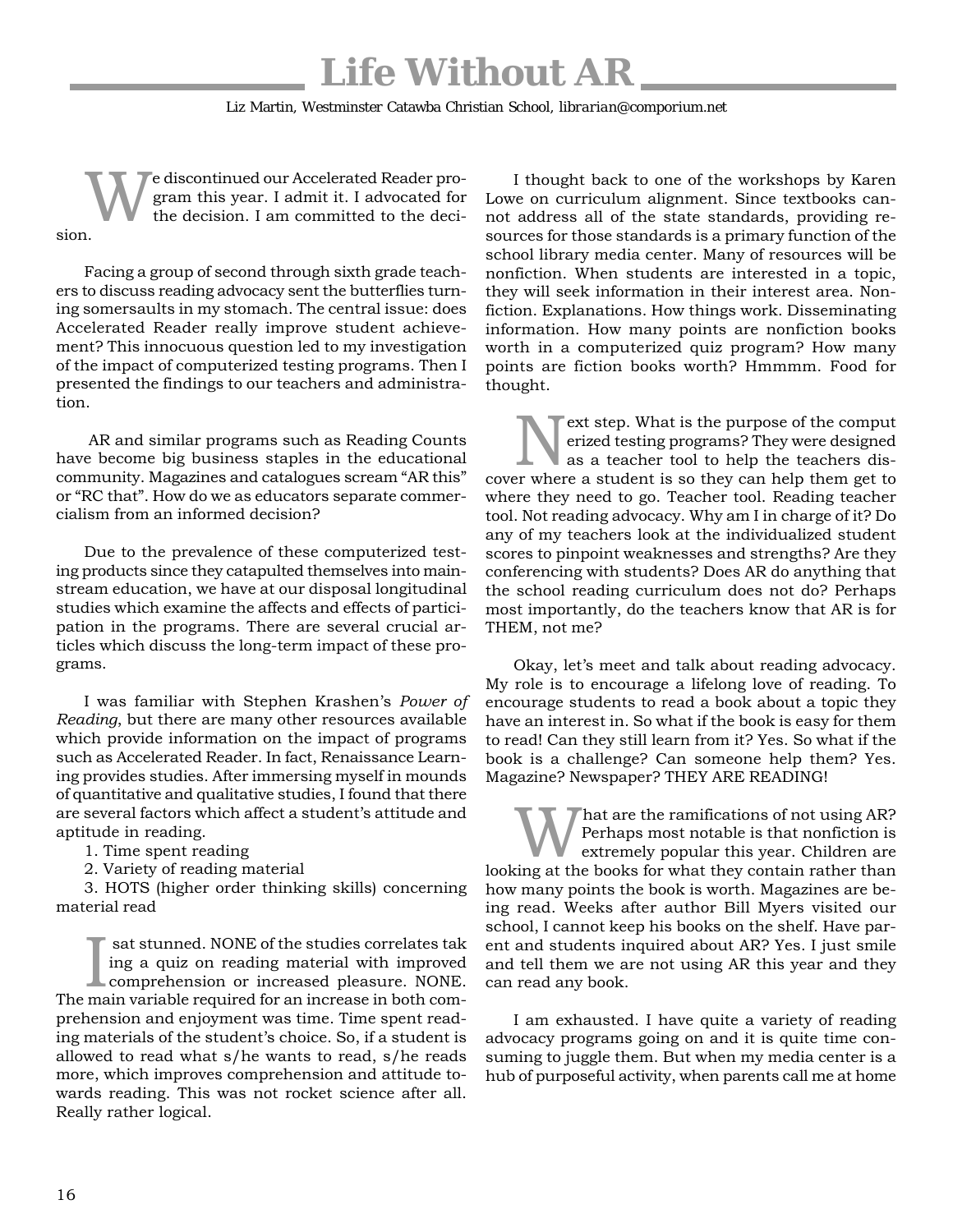# Life Without AR

Liz Martin, Westminster Catawba Christian School, librarian@comporium.net

We discontinued our Accelerated Reader program this year. I admit it. I advocated for the decision. I am committed to the decision.

Facing a group of second through sixth grade teachers to discuss reading advocacy sent the butterflies turning somersaults in my stomach. The central issue: does Accelerated Reader really improve student achievement? This innocuous question led to my investigation of the impact of computerized testing programs. Then I presented the findings to our teachers and administration.

AR and similar programs such as Reading Counts have become big business staples in the educational community. Magazines and catalogues scream "AR this" or "RC that". How do we as educators separate commercialism from an informed decision?

Due to the prevalence of these computerized testing products since they catapulted themselves into mainstream education, we have at our disposal longitudinal studies which examine the affects and effects of participation in the programs. There are several crucial articles which discuss the long-term impact of these programs.

I was familiar with Stephen Krashen's *Power of Reading*, but there are many other resources available which provide information on the impact of programs such as Accelerated Reader. In fact, Renaissance Learning provides studies. After immersing myself in mounds of quantitative and qualitative studies, I found that there are several factors which affect a student's attitude and aptitude in reading.

1. Time spent reading
2. Variety of reading material
3. HOTS (higher order thinking skills) concerning material read

I sat stunned. NONE of the studies correlates taking a quiz on reading material with improved comprehension or increased pleasure. NONE. The main variable required for an increase in both comprehension and enjoyment was time. Time spent reading materials of the student's choice. So, if a student is allowed to read what s/he wants to read, s/he reads more, which improves comprehension and attitude towards reading. This was not rocket science after all. Really rather logical.

I thought back to one of the workshops by Karen Lowe on curriculum alignment. Since textbooks cannot address all of the state standards, providing resources for those standards is a primary function of the school library media center. Many of resources will be nonfiction. When students are interested in a topic, they will seek information in their interest area. Nonfiction. Explanations. How things work. Disseminating information. How many points are nonfiction books worth in a computerized quiz program? How many points are fiction books worth? Hmmmm. Food for thought.

Next step. What is the purpose of the computerized testing programs? They were designed as a teacher tool to help the teachers discover where a student is so they can help them get to where they need to go. Teacher tool. Reading teacher tool. Not reading advocacy. Why am I in charge of it? Do any of my teachers look at the individualized student scores to pinpoint weaknesses and strengths? Are they conferencing with students? Does AR do anything that the school reading curriculum does not do? Perhaps most importantly, do the teachers know that AR is for THEM, not me?

Okay, let's meet and talk about reading advocacy. My role is to encourage a lifelong love of reading. To encourage students to read a book about a topic they have an interest in. So what if the book is easy for them to read! Can they still learn from it? Yes. So what if the book is a challenge? Can someone help them? Yes. Magazine? Newspaper? THEY ARE READING!

What are the ramifications of not using AR? Perhaps most notable is that nonfiction is extremely popular this year. Children are looking at the books for what they contain rather than how many points the book is worth. Magazines are being read. Weeks after author Bill Myers visited our school, I cannot keep his books on the shelf. Have parent and students inquired about AR? Yes. I just smile and tell them we are not using AR this year and they can read any book.

I am exhausted. I have quite a variety of reading advocacy programs going on and it is quite time consuming to juggle them. But when my media center is a hub of purposeful activity, when parents call me at home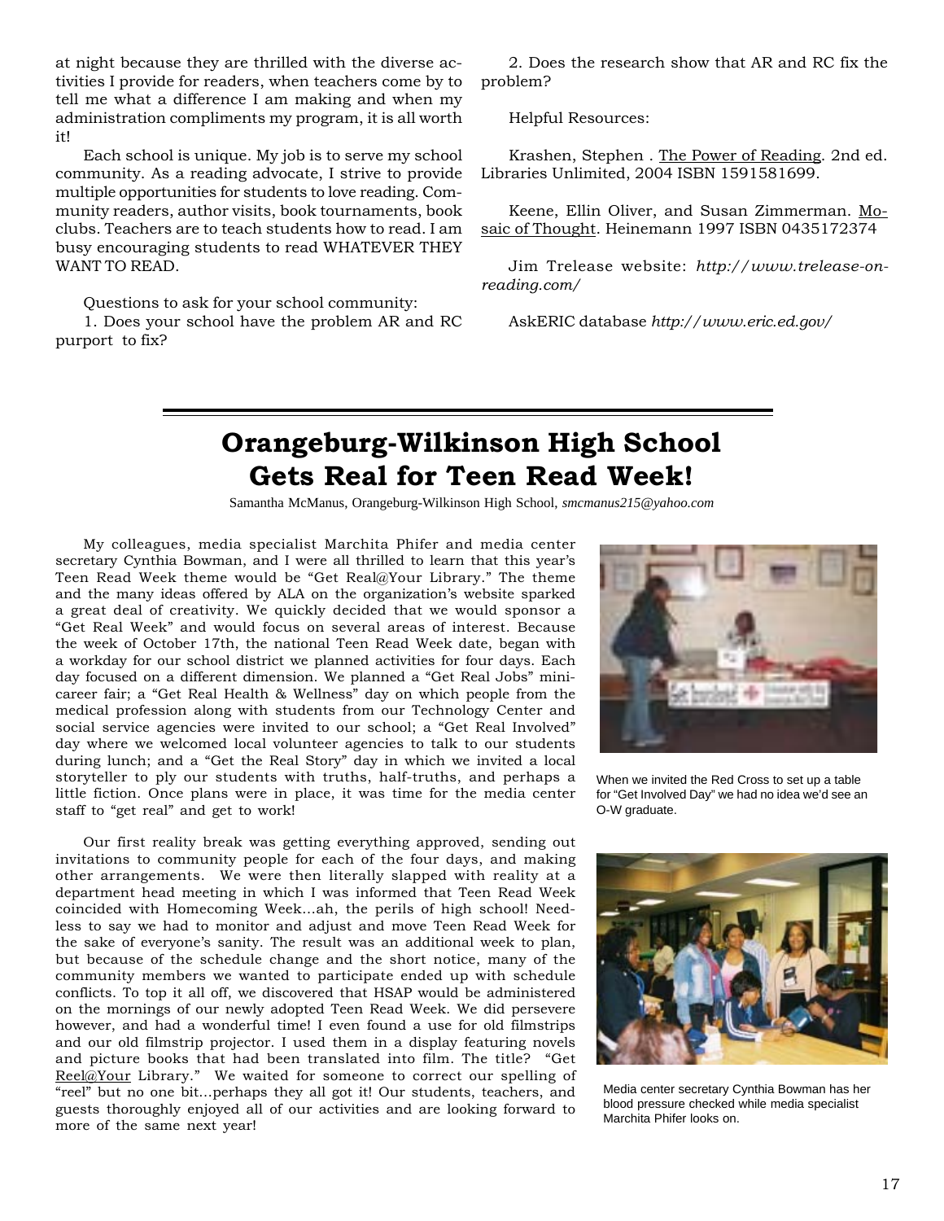at night because they are thrilled with the diverse activities I provide for readers, when teachers come by to tell me what a difference I am making and when my administration compliments my program, it is all worth it!

Each school is unique. My job is to serve my school community. As a reading advocate, I strive to provide multiple opportunities for students to love reading. Community readers, author visits, book tournaments, book clubs. Teachers are to teach students how to read. I am busy encouraging students to read WHATEVER THEY WANT TO READ.

Questions to ask for your school community:

1. Does your school have the problem AR and RC purport to fix?

2. Does the research show that AR and RC fix the problem?

Helpful Resources:

Krashen, Stephen . The Power of Reading. 2nd ed. Libraries Unlimited, 2004 ISBN 1591581699.

Keene, Ellin Oliver, and Susan Zimmerman. Mosaic of Thought. Heinemann 1997 ISBN 0435172374

Jim Trelease website: *http://www.trelease-on-reading.com/*

AskERIC database *http://www.eric.ed.gov/*

# Orangeburg-Wilkinson High School Gets Real for Teen Read Week!

Samantha McManus, Orangeburg-Wilkinson High School, *smcmanus215@yahoo.com*

My colleagues, media specialist Marchita Phifer and media center secretary Cynthia Bowman, and I were all thrilled to learn that this year's Teen Read Week theme would be "Get Real@Your Library." The theme and the many ideas offered by ALA on the organization's website sparked a great deal of creativity. We quickly decided that we would sponsor a "Get Real Week" and would focus on several areas of interest. Because the week of October 17th, the national Teen Read Week date, began with a workday for our school district we planned activities for four days. Each day focused on a different dimension. We planned a "Get Real Jobs" mini-career fair; a "Get Real Health & Wellness" day on which people from the medical profession along with students from our Technology Center and social service agencies were invited to our school; a "Get Real Involved" day where we welcomed local volunteer agencies to talk to our students during lunch; and a "Get the Real Story" day in which we invited a local storyteller to ply our students with truths, half-truths, and perhaps a little fiction. Once plans were in place, it was time for the media center staff to "get real" and get to work!

When we invited the Red Cross to set up a table for "Get Involved Day" we had no idea we'd see an O-W graduate.

Our first reality break was getting everything approved, sending out invitations to community people for each of the four days, and making other arrangements. We were then literally slapped with reality at a department head meeting in which I was informed that Teen Read Week coincided with Homecoming Week...ah, the perils of high school! Needless to say we had to monitor and adjust and move Teen Read Week for the sake of everyone's sanity. The result was an additional week to plan, but because of the schedule change and the short notice, many of the community members we wanted to participate ended up with schedule conflicts. To top it all off, we discovered that HSAP would be administered on the mornings of our newly adopted Teen Read Week. We did persevere however, and had a wonderful time! I even found a use for old filmstrips and our old filmstrip projector. I used them in a display featuring novels and picture books that had been translated into film. The title? "Get Reel@Your Library." We waited for someone to correct our spelling of "reel" but no one bit...perhaps they all got it! Our students, teachers, and guests thoroughly enjoyed all of our activities and are looking forward to more of the same next year!

Media center secretary Cynthia Bowman has her blood pressure checked while media specialist Marchita Phifer looks on.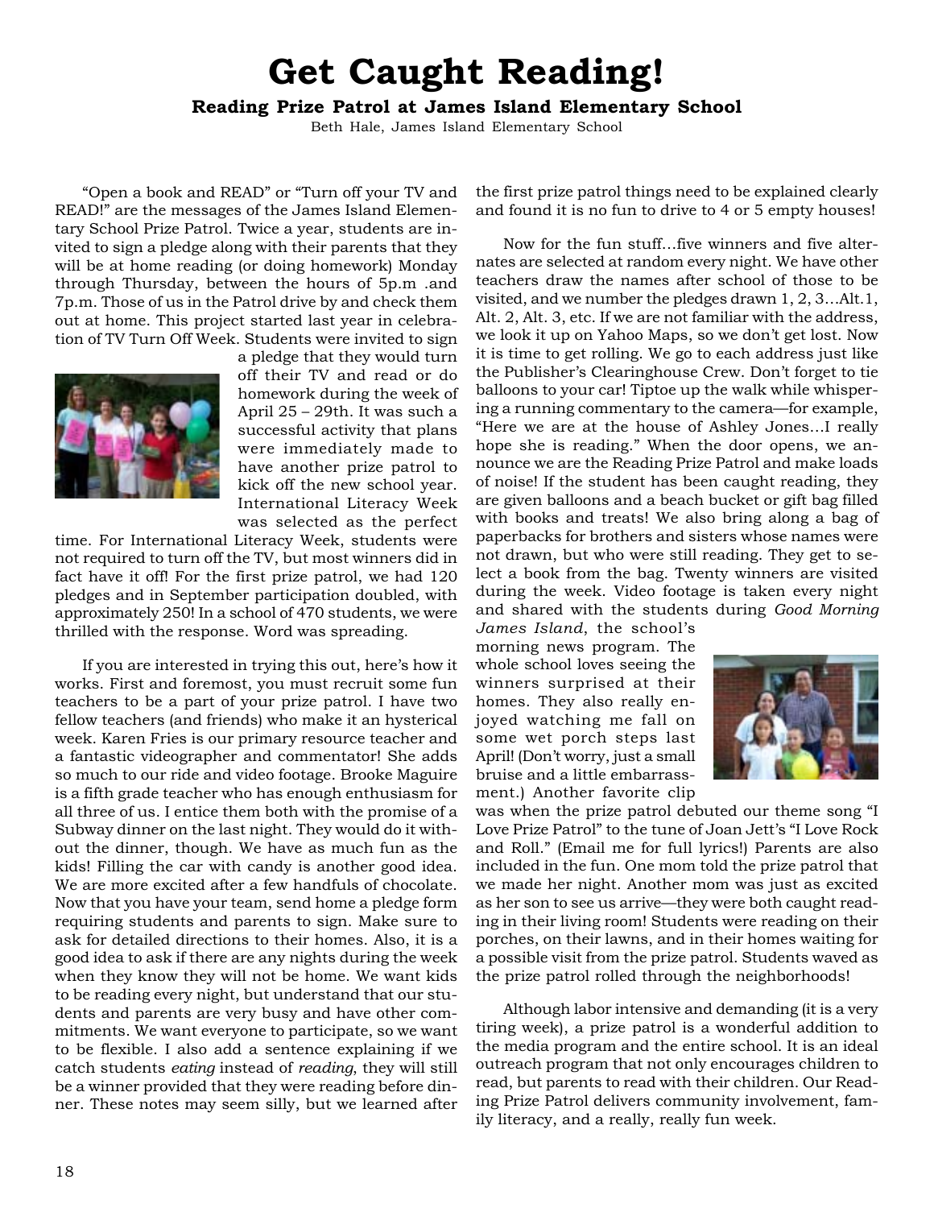# Get Caught Reading!

### Reading Prize Patrol at James Island Elementary School

Beth Hale, James Island Elementary School

"Open a book and READ" or "Turn off your TV and READ!" are the messages of the James Island Elementary School Prize Patrol. Twice a year, students are invited to sign a pledge along with their parents that they will be at home reading (or doing homework) Monday through Thursday, between the hours of 5p.m .and 7p.m. Those of us in the Patrol drive by and check them out at home. This project started last year in celebration of TV Turn Off Week. Students were invited to sign a pledge that they would turn off their TV and read or do homework during the week of April 25 – 29th. It was such a successful activity that plans were immediately made to have another prize patrol to kick off the new school year. International Literacy Week was selected as the perfect time. For International Literacy Week, students were not required to turn off the TV, but most winners did in fact have it off! For the first prize patrol, we had 120 pledges and in September participation doubled, with approximately 250! In a school of 470 students, we were thrilled with the response. Word was spreading.

If you are interested in trying this out, here's how it works. First and foremost, you must recruit some fun teachers to be a part of your prize patrol. I have two fellow teachers (and friends) who make it an hysterical week. Karen Fries is our primary resource teacher and a fantastic videographer and commentator! She adds so much to our ride and video footage. Brooke Maguire is a fifth grade teacher who has enough enthusiasm for all three of us. I entice them both with the promise of a Subway dinner on the last night. They would do it without the dinner, though. We have as much fun as the kids! Filling the car with candy is another good idea. We are more excited after a few handfuls of chocolate. Now that you have your team, send home a pledge form requiring students and parents to sign. Make sure to ask for detailed directions to their homes. Also, it is a good idea to ask if there are any nights during the week when they know they will not be home. We want kids to be reading every night, but understand that our students and parents are very busy and have other commitments. We want everyone to participate, so we want to be flexible. I also add a sentence explaining if we catch students *eating* instead of *reading*, they will still be a winner provided that they were reading before dinner. These notes may seem silly, but we learned after the first prize patrol things need to be explained clearly and found it is no fun to drive to 4 or 5 empty houses!

Now for the fun stuff...five winners and five alternates are selected at random every night. We have other teachers draw the names after school of those to be visited, and we number the pledges drawn 1, 2, 3...Alt.1, Alt. 2, Alt. 3, etc. If we are not familiar with the address, we look it up on Yahoo Maps, so we don't get lost. Now it is time to get rolling. We go to each address just like the Publisher's Clearinghouse Crew. Don't forget to tie balloons to your car! Tiptoe up the walk while whispering a running commentary to the camera—for example, "Here we are at the house of Ashley Jones...I really hope she is reading." When the door opens, we announce we are the Reading Prize Patrol and make loads of noise! If the student has been caught reading, they are given balloons and a beach bucket or gift bag filled with books and treats! We also bring along a bag of paperbacks for brothers and sisters whose names were not drawn, but who were still reading. They get to select a book from the bag. Twenty winners are visited during the week. Video footage is taken every night and shared with the students during *Good Morning James Island*, the school's morning news program. The whole school loves seeing the winners surprised at their homes. They also really enjoyed watching me fall on some wet porch steps last April! (Don't worry, just a small bruise and a little embarrassment.) Another favorite clip was when the prize patrol debuted our theme song "I Love Prize Patrol" to the tune of Joan Jett's "I Love Rock and Roll." (Email me for full lyrics!) Parents are also included in the fun. One mom told the prize patrol that we made her night. Another mom was just as excited as her son to see us arrive—they were both caught reading in their living room! Students were reading on their porches, on their lawns, and in their homes waiting for a possible visit from the prize patrol. Students waved as the prize patrol rolled through the neighborhoods!

Although labor intensive and demanding (it is a very tiring week), a prize patrol is a wonderful addition to the media program and the entire school. It is an ideal outreach program that not only encourages children to read, but parents to read with their children. Our Reading Prize Patrol delivers community involvement, family literacy, and a really, really fun week.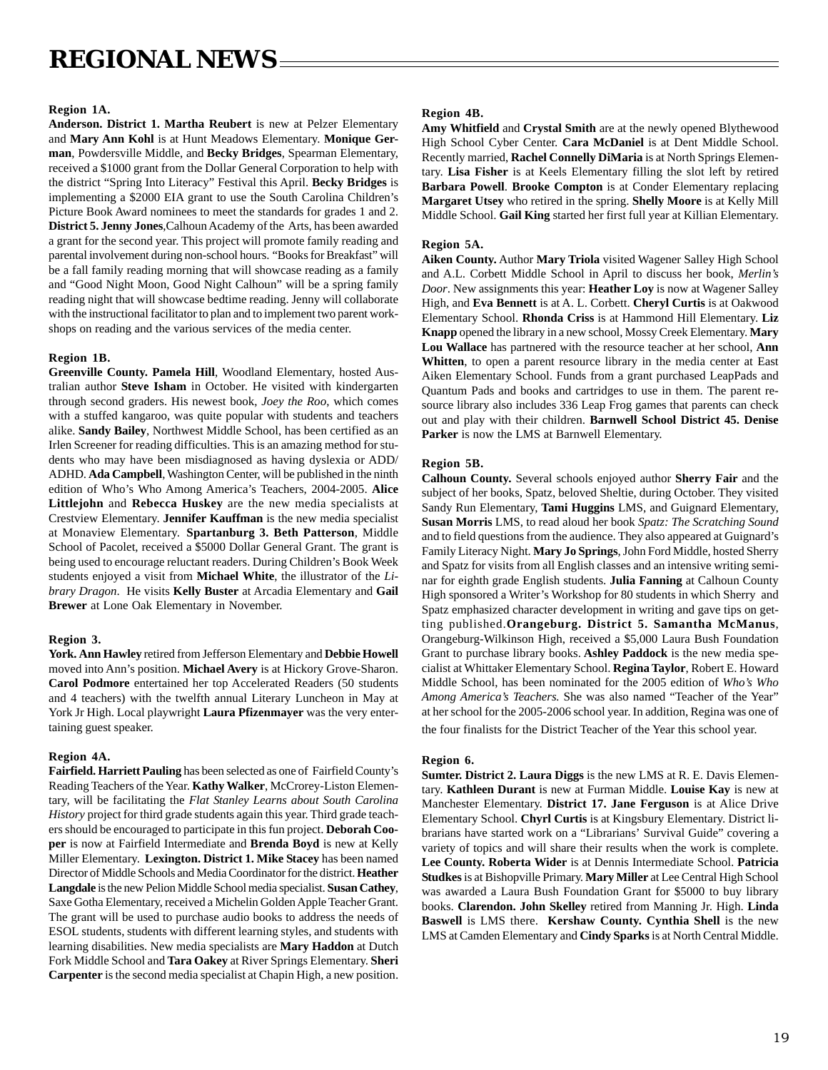# REGIONAL NEWS

**Region 1A.**

**Anderson. District 1. Martha Reubert** is new at Pelzer Elementary and **Mary Ann Kohl** is at Hunt Meadows Elementary. **Monique German**, Powdersville Middle, and **Becky Bridges**, Spearman Elementary, received a $1000 grant from the Dollar General Corporation to help with the district "Spring Into Literacy" Festival this April. **Becky Bridges** is implementing a $2000 EIA grant to use the South Carolina Children's Picture Book Award nominees to meet the standards for grades 1 and 2. **District 5. Jenny Jones**,Calhoun Academy of the Arts, has been awarded a grant for the second year. This project will promote family reading and parental involvement during non-school hours. "Books for Breakfast" will be a fall family reading morning that will showcase reading as a family and "Good Night Moon, Good Night Calhoun" will be a spring family reading night that will showcase bedtime reading. Jenny will collaborate with the instructional facilitator to plan and to implement two parent workshops on reading and the various services of the media center.

**Region 1B.**

**Greenville County. Pamela Hill**, Woodland Elementary, hosted Australian author **Steve Isham** in October. He visited with kindergarten through second graders. His newest book, *Joey the Roo*, which comes with a stuffed kangaroo, was quite popular with students and teachers alike. **Sandy Bailey**, Northwest Middle School, has been certified as an Irlen Screener for reading difficulties. This is an amazing method for students who may have been misdiagnosed as having dyslexia or ADD/ADHD. **Ada Campbell**, Washington Center, will be published in the ninth edition of Who's Who Among America's Teachers, 2004-2005. **Alice Littlejohn** and **Rebecca Huskey** are the new media specialists at Crestview Elementary. **Jennifer Kauffman** is the new media specialist at Monaview Elementary. **Spartanburg 3. Beth Patterson**, Middle School of Pacolet, received a $5000 Dollar General Grant. The grant is being used to encourage reluctant readers. During Children's Book Week students enjoyed a visit from **Michael White**, the illustrator of the *Library Dragon*. He visits **Kelly Buster** at Arcadia Elementary and **Gail Brewer** at Lone Oak Elementary in November.

**Region 3.**

**York. Ann Hawley** retired from Jefferson Elementary and **Debbie Howell** moved into Ann's position. **Michael Avery** is at Hickory Grove-Sharon. **Carol Podmore** entertained her top Accelerated Readers (50 students and 4 teachers) with the twelfth annual Literary Luncheon in May at York Jr High. Local playwright **Laura Pfizenmayer** was the very entertaining guest speaker.

**Region 4A.**

**Fairfield. Harriett Pauling** has been selected as one of Fairfield County's Reading Teachers of the Year. **Kathy Walker**, McCrorey-Liston Elementary, will be facilitating the *Flat Stanley Learns about South Carolina History* project for third grade students again this year. Third grade teachers should be encouraged to participate in this fun project. **Deborah Cooper** is now at Fairfield Intermediate and **Brenda Boyd** is new at Kelly Miller Elementary. **Lexington. District 1. Mike Stacey** has been named Director of Middle Schools and Media Coordinator for the district. **Heather Langdale** is the new Pelion Middle School media specialist. **Susan Cathey**, Saxe Gotha Elementary, received a Michelin Golden Apple Teacher Grant. The grant will be used to purchase audio books to address the needs of ESOL students, students with different learning styles, and students with learning disabilities. New media specialists are **Mary Haddon** at Dutch Fork Middle School and **Tara Oakey** at River Springs Elementary. **Sheri Carpenter** is the second media specialist at Chapin High, a new position.

**Region 4B.**

**Amy Whitfield** and **Crystal Smith** are at the newly opened Blythewood High School Cyber Center. **Cara McDaniel** is at Dent Middle School. Recently married, **Rachel Connelly DiMaria** is at North Springs Elementary. **Lisa Fisher** is at Keels Elementary filling the slot left by retired **Barbara Powell**. **Brooke Compton** is at Conder Elementary replacing **Margaret Utsey** who retired in the spring. **Shelly Moore** is at Kelly Mill Middle School. **Gail King** started her first full year at Killian Elementary.

**Region 5A.**

**Aiken County.** Author **Mary Triola** visited Wagener Salley High School and A.L. Corbett Middle School in April to discuss her book, *Merlin's Door*. New assignments this year: **Heather Loy** is now at Wagener Salley High, and **Eva Bennett** is at A. L. Corbett. **Cheryl Curtis** is at Oakwood Elementary School. **Rhonda Criss** is at Hammond Hill Elementary. **Liz Knapp** opened the library in a new school, Mossy Creek Elementary. **Mary Lou Wallace** has partnered with the resource teacher at her school, **Ann Whitten**, to open a parent resource library in the media center at East Aiken Elementary School. Funds from a grant purchased LeapPads and Quantum Pads and books and cartridges to use in them. The parent resource library also includes 336 Leap Frog games that parents can check out and play with their children. **Barnwell School District 45. Denise Parker** is now the LMS at Barnwell Elementary.

**Region 5B.**

**Calhoun County.** Several schools enjoyed author **Sherry Fair** and the subject of her books, Spatz, beloved Sheltie, during October. They visited Sandy Run Elementary, **Tami Huggins** LMS, and Guignard Elementary, **Susan Morris** LMS, to read aloud her book *Spatz: The Scratching Sound* and to field questions from the audience. They also appeared at Guignard's Family Literacy Night. **Mary Jo Springs**, John Ford Middle, hosted Sherry and Spatz for visits from all English classes and an intensive writing seminar for eighth grade English students. **Julia Fanning** at Calhoun County High sponsored a Writer's Workshop for 80 students in which Sherry and Spatz emphasized character development in writing and gave tips on getting published. **Orangeburg. District 5. Samantha McManus**, Orangeburg-Wilkinson High, received a $5,000 Laura Bush Foundation Grant to purchase library books. **Ashley Paddock** is the new media specialist at Whittaker Elementary School. **Regina Taylor**, Robert E. Howard Middle School, has been nominated for the 2005 edition of *Who's Who Among America's Teachers.* She was also named "Teacher of the Year" at her school for the 2005-2006 school year. In addition, Regina was one of the four finalists for the District Teacher of the Year this school year.

**Region 6.**

**Sumter. District 2. Laura Diggs** is the new LMS at R. E. Davis Elementary. **Kathleen Durant** is new at Furman Middle. **Louise Kay** is new at Manchester Elementary. **District 17. Jane Ferguson** is at Alice Drive Elementary School. **Chyrl Curtis** is at Kingsbury Elementary. District librarians have started work on a "Librarians' Survival Guide" covering a variety of topics and will share their results when the work is complete. **Lee County. Roberta Wider** is at Dennis Intermediate School. **Patricia Studkes** is at Bishopville Primary. **Mary Miller** at Lee Central High School was awarded a Laura Bush Foundation Grant for $5000 to buy library books. **Clarendon. John Skelley** retired from Manning Jr. High. **Linda Baswell** is LMS there. **Kershaw County. Cynthia Shell** is the new LMS at Camden Elementary and **Cindy Sparks** is at North Central Middle.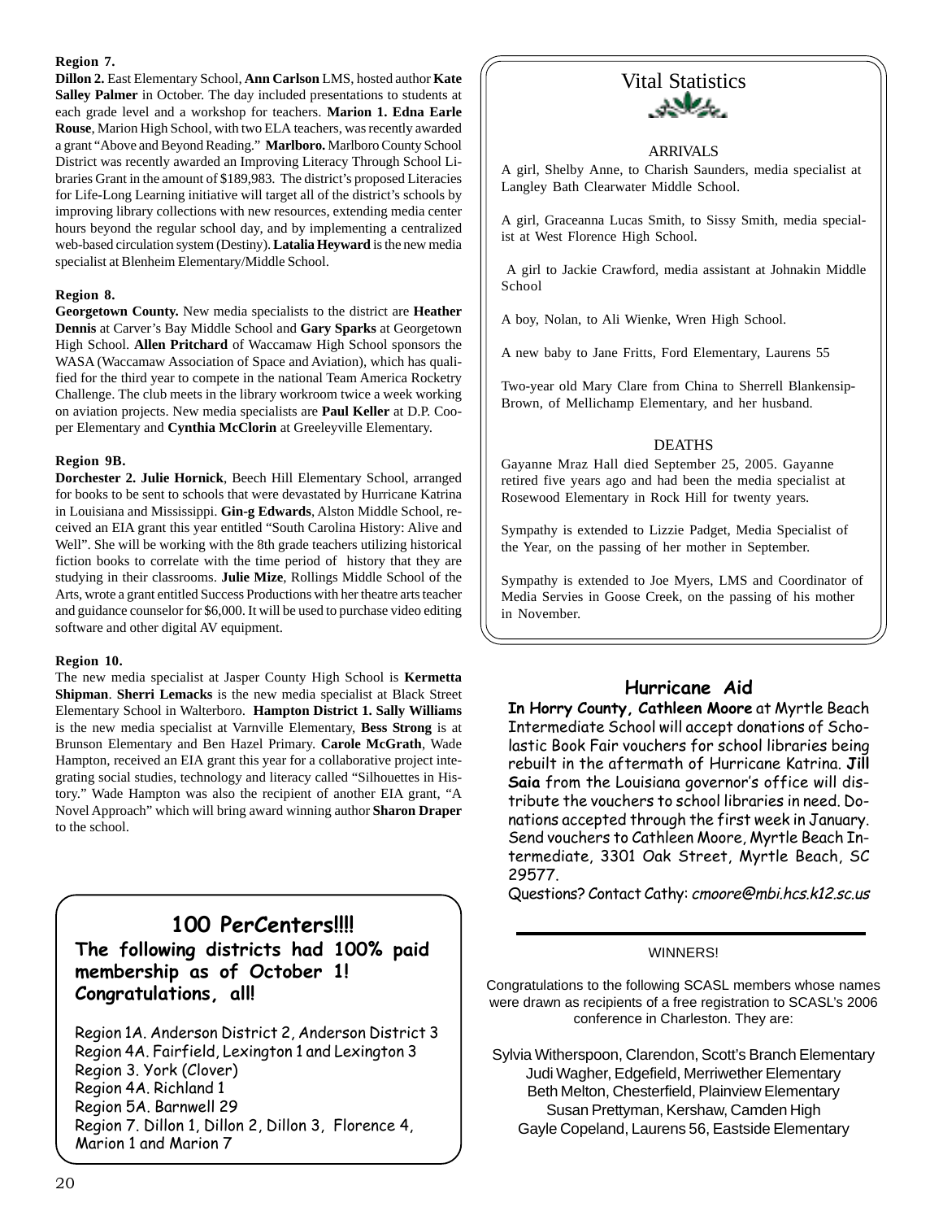**Region 7.**

**Dillon 2.** East Elementary School, **Ann Carlson** LMS, hosted author **Kate Salley Palmer** in October. The day included presentations to students at each grade level and a workshop for teachers. **Marion 1. Edna Earle Rouse**, Marion High School, with two ELA teachers, was recently awarded a grant "Above and Beyond Reading." **Marlboro.** Marlboro County School District was recently awarded an Improving Literacy Through School Libraries Grant in the amount of $189,983. The district's proposed Literacies for Life-Long Learning initiative will target all of the district's schools by improving library collections with new resources, extending media center hours beyond the regular school day, and by implementing a centralized web-based circulation system (Destiny). **Latalia Heyward** is the new media specialist at Blenheim Elementary/Middle School.

**Region 8.**

**Georgetown County.** New media specialists to the district are **Heather Dennis** at Carver's Bay Middle School and **Gary Sparks** at Georgetown High School. **Allen Pritchard** of Waccamaw High School sponsors the WASA (Waccamaw Association of Space and Aviation), which has qualified for the third year to compete in the national Team America Rocketry Challenge. The club meets in the library workroom twice a week working on aviation projects. New media specialists are **Paul Keller** at D.P. Cooper Elementary and **Cynthia McClorin** at Greeleyville Elementary.

**Region 9B.**

**Dorchester 2. Julie Hornick**, Beech Hill Elementary School, arranged for books to be sent to schools that were devastated by Hurricane Katrina in Louisiana and Mississippi. **Gin-g Edwards**, Alston Middle School, received an EIA grant this year entitled "South Carolina History: Alive and Well". She will be working with the 8th grade teachers utilizing historical fiction books to correlate with the time period of history that they are studying in their classrooms. **Julie Mize**, Rollings Middle School of the Arts, wrote a grant entitled Success Productions with her theatre arts teacher and guidance counselor for $6,000. It will be used to purchase video editing software and other digital AV equipment.

**Region 10.**

The new media specialist at Jasper County High School is **Kermetta Shipman**. **Sherri Lemacks** is the new media specialist at Black Street Elementary School in Walterboro. **Hampton District 1. Sally Williams** is the new media specialist at Varnville Elementary, **Bess Strong** is at Brunson Elementary and Ben Hazel Primary. **Carole McGrath**, Wade Hampton, received an EIA grant this year for a collaborative project integrating social studies, technology and literacy called "Silhouettes in History." Wade Hampton was also the recipient of another EIA grant, "A Novel Approach" which will bring award winning author **Sharon Draper** to the school.

## 100 PerCenters!!!!

**The following districts had 100% paid membership as of October 1! Congratulations, all!**

Region 1A. Anderson District 2, Anderson District 3
Region 4A. Fairfield, Lexington 1 and Lexington 3
Region 3. York (Clover)
Region 4A. Richland 1
Region 5A. Barnwell 29
Region 7. Dillon 1, Dillon 2, Dillon 3, Florence 4, Marion 1 and Marion 7

## Vital Statistics

### ARRIVALS

A girl, Shelby Anne, to Charish Saunders, media specialist at Langley Bath Clearwater Middle School.

A girl, Graceanna Lucas Smith, to Sissy Smith, media specialist at West Florence High School.

A girl to Jackie Crawford, media assistant at Johnakin Middle School

A boy, Nolan, to Ali Wienke, Wren High School.

A new baby to Jane Fritts, Ford Elementary, Laurens 55

Two-year old Mary Clare from China to Sherrell Blankensip-Brown, of Mellichamp Elementary, and her husband.

### DEATHS

Gayanne Mraz Hall died September 25, 2005. Gayanne retired five years ago and had been the media specialist at Rosewood Elementary in Rock Hill for twenty years.

Sympathy is extended to Lizzie Padget, Media Specialist of the Year, on the passing of her mother in September.

Sympathy is extended to Joe Myers, LMS and Coordinator of Media Servies in Goose Creek, on the passing of his mother in November.

## Hurricane Aid

**In Horry County, Cathleen Moore** at Myrtle Beach Intermediate School will accept donations of Scholastic Book Fair vouchers for school libraries being rebuilt in the aftermath of Hurricane Katrina. **Jill Saia** from the Louisiana governor's office will distribute the vouchers to school libraries in need. Donations accepted through the first week in January. Send vouchers to Cathleen Moore, Myrtle Beach Intermediate, 3301 Oak Street, Myrtle Beach, SC 29577.

Questions? Contact Cathy: *cmoore@mbi.hcs.k12.sc.us*

---

WINNERS!

Congratulations to the following SCASL members whose names were drawn as recipients of a free registration to SCASL's 2006 conference in Charleston. They are:

Sylvia Witherspoon, Clarendon, Scott's Branch Elementary
Judi Wagher, Edgefield, Merriwether Elementary
Beth Melton, Chesterfield, Plainview Elementary
Susan Prettyman, Kershaw, Camden High
Gayle Copeland, Laurens 56, Eastside Elementary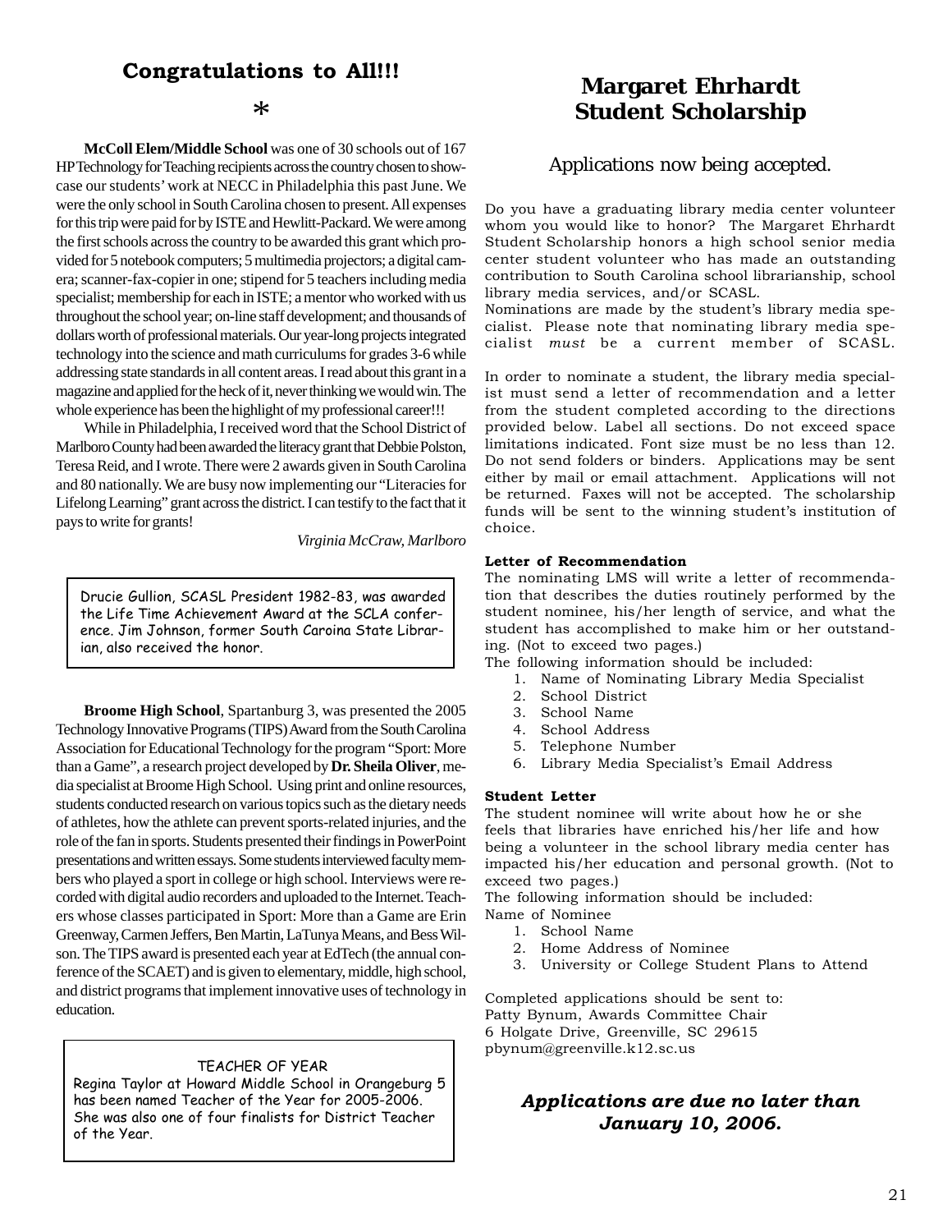## Congratulations to All!!!

*

**McColl Elem/Middle School** was one of 30 schools out of 167 HP Technology for Teaching recipients across the country chosen to showcase our students' work at NECC in Philadelphia this past June. We were the only school in South Carolina chosen to present. All expenses for this trip were paid for by ISTE and Hewlitt-Packard. We were among the first schools across the country to be awarded this grant which provided for 5 notebook computers; 5 multimedia projectors; a digital camera; scanner-fax-copier in one; stipend for 5 teachers including media specialist; membership for each in ISTE; a mentor who worked with us throughout the school year; on-line staff development; and thousands of dollars worth of professional materials. Our year-long projects integrated technology into the science and math curriculums for grades 3-6 while addressing state standards in all content areas. I read about this grant in a magazine and applied for the heck of it, never thinking we would win. The whole experience has been the highlight of my professional career!!!

While in Philadelphia, I received word that the School District of Marlboro County had been awarded the literacy grant that Debbie Polston, Teresa Reid, and I wrote. There were 2 awards given in South Carolina and 80 nationally. We are busy now implementing our "Literacies for Lifelong Learning" grant across the district. I can testify to the fact that it pays to write for grants!

*Virginia McCraw, Marlboro*

Drucie Gullion, SCASL President 1982-83, was awarded the Life Time Achievement Award at the SCLA conference. Jim Johnson, former South Caroina State Librarian, also received the honor.

**Broome High School**, Spartanburg 3, was presented the 2005 Technology Innovative Programs (TIPS) Award from the South Carolina Association for Educational Technology for the program "Sport: More than a Game", a research project developed by **Dr. Sheila Oliver**, media specialist at Broome High School. Using print and online resources, students conducted research on various topics such as the dietary needs of athletes, how the athlete can prevent sports-related injuries, and the role of the fan in sports. Students presented their findings in PowerPoint presentations and written essays. Some students interviewed faculty members who played a sport in college or high school. Interviews were recorded with digital audio recorders and uploaded to the Internet. Teachers whose classes participated in Sport: More than a Game are Erin Greenway, Carmen Jeffers, Ben Martin, LaTunya Means, and Bess Wilson. The TIPS award is presented each year at EdTech (the annual conference of the SCAET) and is given to elementary, middle, high school, and district programs that implement innovative uses of technology in education.

TEACHER OF YEAR

Regina Taylor at Howard Middle School in Orangeburg 5 has been named Teacher of the Year for 2005-2006. She was also one of four finalists for District Teacher of the Year.

# Margaret Ehrhardt Student Scholarship

Applications now being accepted.

Do you have a graduating library media center volunteer whom you would like to honor? The Margaret Ehrhardt Student Scholarship honors a high school senior media center student volunteer who has made an outstanding contribution to South Carolina school librarianship, school library media services, and/or SCASL.
Nominations are made by the student's library media specialist. Please note that nominating library media specialist *must* be a current member of SCASL.

In order to nominate a student, the library media specialist must send a letter of recommendation and a letter from the student completed according to the directions provided below. Label all sections. Do not exceed space limitations indicated. Font size must be no less than 12. Do not send folders or binders. Applications may be sent either by mail or email attachment. Applications will not be returned. Faxes will not be accepted. The scholarship funds will be sent to the winning student's institution of choice.

**Letter of Recommendation**

The nominating LMS will write a letter of recommendation that describes the duties routinely performed by the student nominee, his/her length of service, and what the student has accomplished to make him or her outstanding. (Not to exceed two pages.)
The following information should be included:

1. Name of Nominating Library Media Specialist
2. School District
3. School Name
4. School Address
5. Telephone Number
6. Library Media Specialist's Email Address

**Student Letter**

The student nominee will write about how he or she feels that libraries have enriched his/her life and how being a volunteer in the school library media center has impacted his/her education and personal growth. (Not to exceed two pages.)
The following information should be included:
Name of Nominee

1. School Name
2. Home Address of Nominee
3. University or College Student Plans to Attend

Completed applications should be sent to:
Patty Bynum, Awards Committee Chair
6 Holgate Drive, Greenville, SC 29615
pbynum@greenville.k12.sc.us

***Applications are due no later than January 10, 2006.***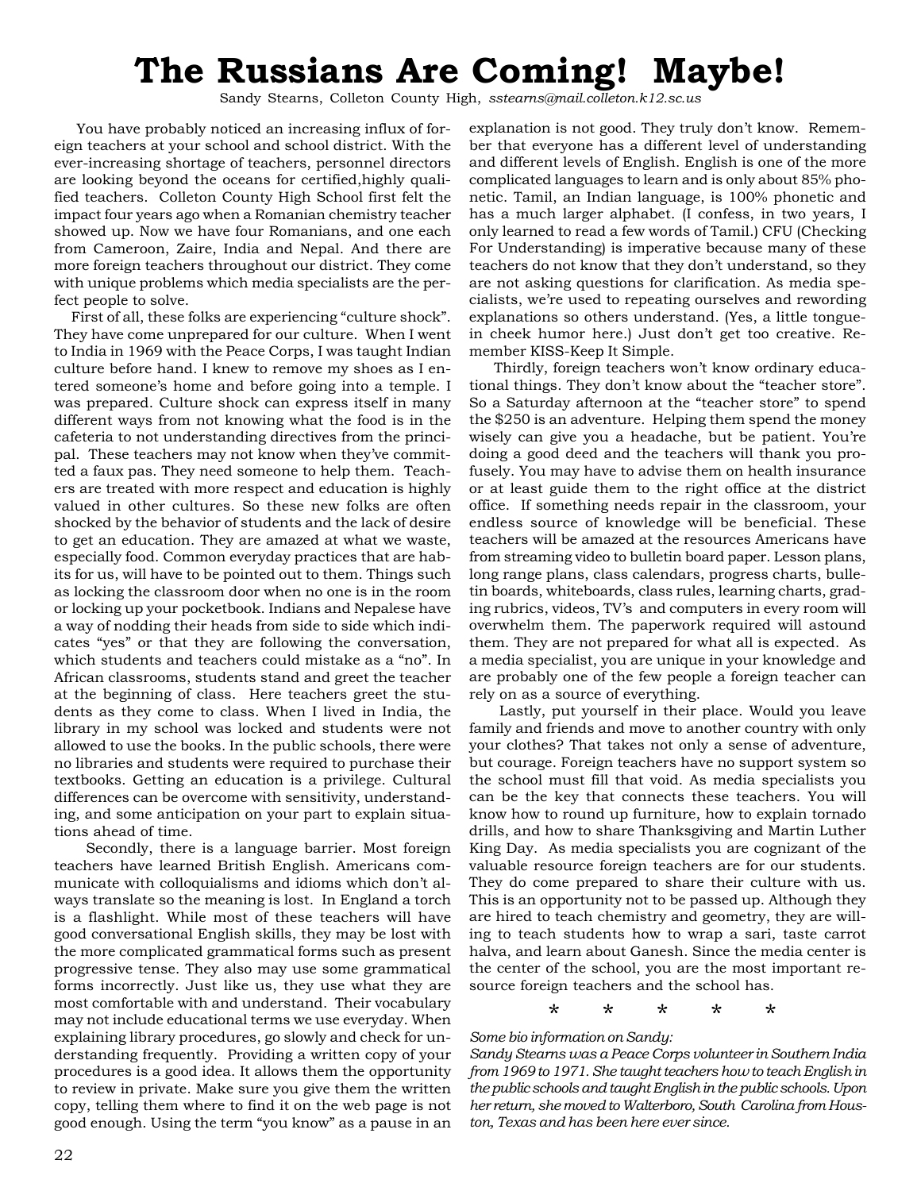# The Russians Are Coming! Maybe!

Sandy Stearns, Colleton County High, *sstearns@mail.colleton.k12.sc.us*

You have probably noticed an increasing influx of foreign teachers at your school and school district. With the ever-increasing shortage of teachers, personnel directors are looking beyond the oceans for certified,highly qualified teachers. Colleton County High School first felt the impact four years ago when a Romanian chemistry teacher showed up. Now we have four Romanians, and one each from Cameroon, Zaire, India and Nepal. And there are more foreign teachers throughout our district. They come with unique problems which media specialists are the perfect people to solve.

First of all, these folks are experiencing "culture shock". They have come unprepared for our culture. When I went to India in 1969 with the Peace Corps, I was taught Indian culture before hand. I knew to remove my shoes as I entered someone's home and before going into a temple. I was prepared. Culture shock can express itself in many different ways from not knowing what the food is in the cafeteria to not understanding directives from the principal. These teachers may not know when they've committed a faux pas. They need someone to help them. Teachers are treated with more respect and education is highly valued in other cultures. So these new folks are often shocked by the behavior of students and the lack of desire to get an education. They are amazed at what we waste, especially food. Common everyday practices that are habits for us, will have to be pointed out to them. Things such as locking the classroom door when no one is in the room or locking up your pocketbook. Indians and Nepalese have a way of nodding their heads from side to side which indicates "yes" or that they are following the conversation, which students and teachers could mistake as a "no". In African classrooms, students stand and greet the teacher at the beginning of class. Here teachers greet the students as they come to class. When I lived in India, the library in my school was locked and students were not allowed to use the books. In the public schools, there were no libraries and students were required to purchase their textbooks. Getting an education is a privilege. Cultural differences can be overcome with sensitivity, understanding, and some anticipation on your part to explain situations ahead of time.

Secondly, there is a language barrier. Most foreign teachers have learned British English. Americans communicate with colloquialisms and idioms which don't always translate so the meaning is lost. In England a torch is a flashlight. While most of these teachers will have good conversational English skills, they may be lost with the more complicated grammatical forms such as present progressive tense. They also may use some grammatical forms incorrectly. Just like us, they use what they are most comfortable with and understand. Their vocabulary may not include educational terms we use everyday. When explaining library procedures, go slowly and check for understanding frequently. Providing a written copy of your procedures is a good idea. It allows them the opportunity to review in private. Make sure you give them the written copy, telling them where to find it on the web page is not good enough. Using the term "you know" as a pause in an explanation is not good. They truly don't know. Remember that everyone has a different level of understanding and different levels of English. English is one of the more complicated languages to learn and is only about 85% phonetic. Tamil, an Indian language, is 100% phonetic and has a much larger alphabet. (I confess, in two years, I only learned to read a few words of Tamil.) CFU (Checking For Understanding) is imperative because many of these teachers do not know that they don't understand, so they are not asking questions for clarification. As media specialists, we're used to repeating ourselves and rewording explanations so others understand. (Yes, a little tongue-in cheek humor here.) Just don't get too creative. Remember KISS-Keep It Simple.

Thirdly, foreign teachers won't know ordinary educational things. They don't know about the "teacher store". So a Saturday afternoon at the "teacher store" to spend the $250 is an adventure. Helping them spend the money wisely can give you a headache, but be patient. You're doing a good deed and the teachers will thank you profusely. You may have to advise them on health insurance or at least guide them to the right office at the district office. If something needs repair in the classroom, your endless source of knowledge will be beneficial. These teachers will be amazed at the resources Americans have from streaming video to bulletin board paper. Lesson plans, long range plans, class calendars, progress charts, bulletin boards, whiteboards, class rules, learning charts, grading rubrics, videos, TV's and computers in every room will overwhelm them. The paperwork required will astound them. They are not prepared for what all is expected. As a media specialist, you are unique in your knowledge and are probably one of the few people a foreign teacher can rely on as a source of everything.

Lastly, put yourself in their place. Would you leave family and friends and move to another country with only your clothes? That takes not only a sense of adventure, but courage. Foreign teachers have no support system so the school must fill that void. As media specialists you can be the key that connects these teachers. You will know how to round up furniture, how to explain tornado drills, and how to share Thanksgiving and Martin Luther King Day. As media specialists you are cognizant of the valuable resource foreign teachers are for our students. They do come prepared to share their culture with us. This is an opportunity not to be passed up. Although they are hired to teach chemistry and geometry, they are willing to teach students how to wrap a sari, taste carrot halva, and learn about Ganesh. Since the media center is the center of the school, you are the most important resource foreign teachers and the school has.

\* \* \* \* \*

*Some bio information on Sandy:*

*Sandy Stearns was a Peace Corps volunteer in Southern India from 1969 to 1971. She taught teachers how to teach English in the public schools and taught English in the public schools. Upon her return, she moved to Walterboro, South Carolina from Houston, Texas and has been here ever since.*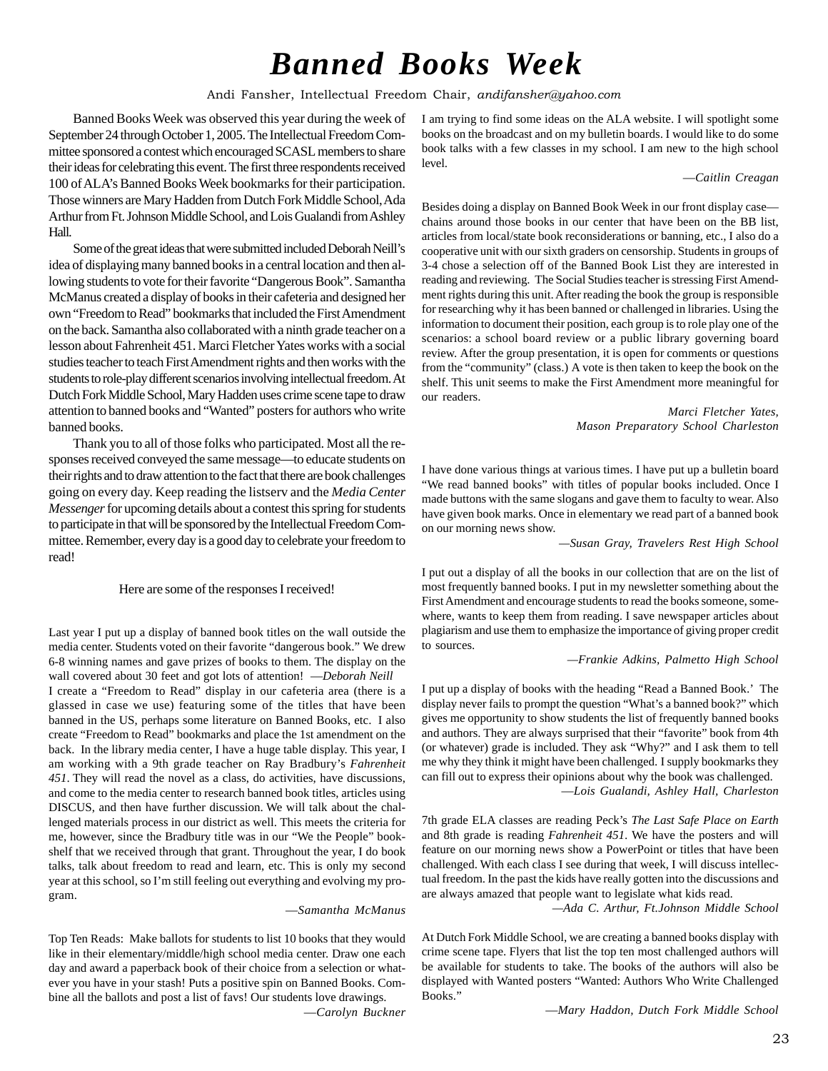# *Banned Books Week*

Andi Fansher, Intellectual Freedom Chair, *andifansher@yahoo.com*

Banned Books Week was observed this year during the week of September 24 through October 1, 2005. The Intellectual Freedom Committee sponsored a contest which encouraged SCASL members to share their ideas for celebrating this event. The first three respondents received 100 of ALA's Banned Books Week bookmarks for their participation. Those winners are Mary Hadden from Dutch Fork Middle School, Ada Arthur from Ft. Johnson Middle School, and Lois Gualandi from Ashley Hall.

Some of the great ideas that were submitted included Deborah Neill's idea of displaying many banned books in a central location and then allowing students to vote for their favorite "Dangerous Book". Samantha McManus created a display of books in their cafeteria and designed her own "Freedom to Read" bookmarks that included the First Amendment on the back. Samantha also collaborated with a ninth grade teacher on a lesson about Fahrenheit 451. Marci Fletcher Yates works with a social studies teacher to teach First Amendment rights and then works with the students to role-play different scenarios involving intellectual freedom. At Dutch Fork Middle School, Mary Hadden uses crime scene tape to draw attention to banned books and "Wanted" posters for authors who write banned books.

Thank you to all of those folks who participated. Most all the responses received conveyed the same message—to educate students on their rights and to draw attention to the fact that there are book challenges going on every day. Keep reading the listserv and the *Media Center Messenger* for upcoming details about a contest this spring for students to participate in that will be sponsored by the Intellectual Freedom Committee. Remember, every day is a good day to celebrate your freedom to read!

Here are some of the responses I received!

Last year I put up a display of banned book titles on the wall outside the media center. Students voted on their favorite "dangerous book." We drew 6-8 winning names and gave prizes of books to them. The display on the wall covered about 30 feet and got lots of attention! *—Deborah Neill*

I create a "Freedom to Read" display in our cafeteria area (there is a glassed in case we use) featuring some of the titles that have been banned in the US, perhaps some literature on Banned Books, etc. I also create "Freedom to Read" bookmarks and place the 1st amendment on the back. In the library media center, I have a huge table display. This year, I am working with a 9th grade teacher on Ray Bradbury's *Fahrenheit 451*. They will read the novel as a class, do activities, have discussions, and come to the media center to research banned book titles, articles using DISCUS, and then have further discussion. We will talk about the challenged materials process in our district as well. This meets the criteria for me, however, since the Bradbury title was in our "We the People" bookshelf that we received through that grant. Throughout the year, I do book talks, talk about freedom to read and learn, etc. This is only my second year at this school, so I'm still feeling out everything and evolving my program.

*—Samantha McManus*

Top Ten Reads: Make ballots for students to list 10 books that they would like in their elementary/middle/high school media center. Draw one each day and award a paperback book of their choice from a selection or whatever you have in your stash! Puts a positive spin on Banned Books. Combine all the ballots and post a list of favs! Our students love drawings.

*—Carolyn Buckner*

I am trying to find some ideas on the ALA website. I will spotlight some books on the broadcast and on my bulletin boards. I would like to do some book talks with a few classes in my school. I am new to the high school level.

*—Caitlin Creagan*

Besides doing a display on Banned Book Week in our front display case—chains around those books in our center that have been on the BB list, articles from local/state book reconsiderations or banning, etc., I also do a cooperative unit with our sixth graders on censorship. Students in groups of 3-4 chose a selection off of the Banned Book List they are interested in reading and reviewing. The Social Studies teacher is stressing First Amendment rights during this unit. After reading the book the group is responsible for researching why it has been banned or challenged in libraries. Using the information to document their position, each group is to role play one of the scenarios: a school board review or a public library governing board review. After the group presentation, it is open for comments or questions from the "community" (class.) A vote is then taken to keep the book on the shelf. This unit seems to make the First Amendment more meaningful for our readers.

*Marci Fletcher Yates,*
*Mason Preparatory School Charleston*

I have done various things at various times. I have put up a bulletin board "We read banned books" with titles of popular books included. Once I made buttons with the same slogans and gave them to faculty to wear. Also have given book marks. Once in elementary we read part of a banned book on our morning news show.

*—Susan Gray, Travelers Rest High School*

I put out a display of all the books in our collection that are on the list of most frequently banned books. I put in my newsletter something about the First Amendment and encourage students to read the books someone, somewhere, wants to keep them from reading. I save newspaper articles about plagiarism and use them to emphasize the importance of giving proper credit to sources.

*—Frankie Adkins, Palmetto High School*

I put up a display of books with the heading "Read a Banned Book.' The display never fails to prompt the question "What's a banned book?" which gives me opportunity to show students the list of frequently banned books and authors. They are always surprised that their "favorite" book from 4th (or whatever) grade is included. They ask "Why?" and I ask them to tell me why they think it might have been challenged. I supply bookmarks they can fill out to express their opinions about why the book was challenged.

*—Lois Gualandi, Ashley Hall, Charleston*

7th grade ELA classes are reading Peck's *The Last Safe Place on Earth* and 8th grade is reading *Fahrenheit 451*. We have the posters and will feature on our morning news show a PowerPoint or titles that have been challenged. With each class I see during that week, I will discuss intellectual freedom. In the past the kids have really gotten into the discussions and are always amazed that people want to legislate what kids read.

*—Ada C. Arthur, Ft.Johnson Middle School*

At Dutch Fork Middle School, we are creating a banned books display with crime scene tape. Flyers that list the top ten most challenged authors will be available for students to take. The books of the authors will also be displayed with Wanted posters "Wanted: Authors Who Write Challenged Books."

*—Mary Haddon, Dutch Fork Middle School*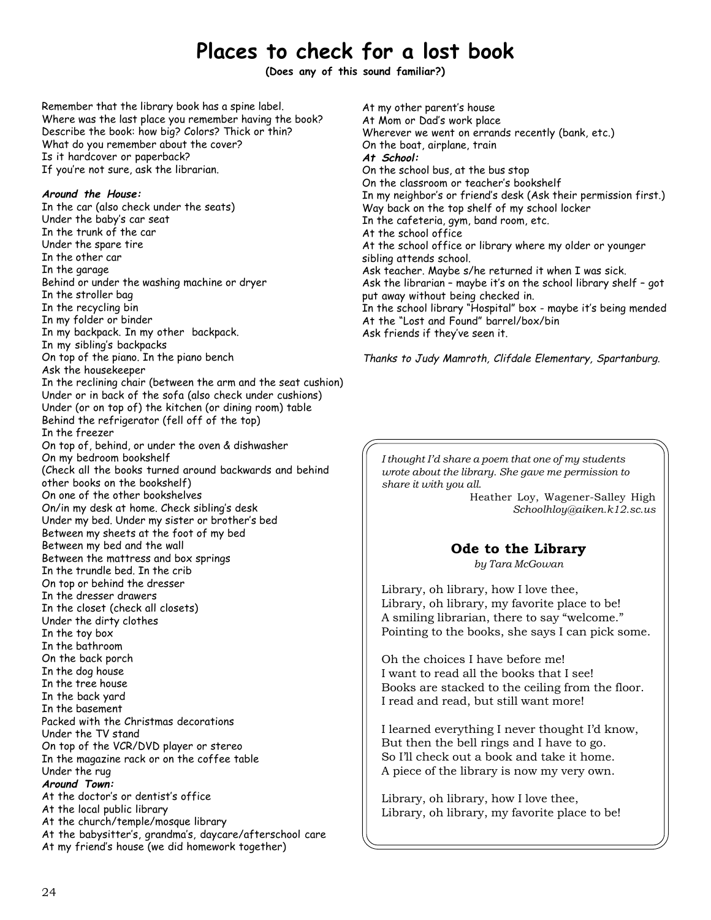# Places to check for a lost book

**(Does any of this sound familiar?)**

Remember that the library book has a spine label.
Where was the last place you remember having the book?
Describe the book: how big? Colors? Thick or thin?
What do you remember about the cover?
Is it hardcover or paperback?
If you're not sure, ask the librarian.

***Around the House:***

In the car (also check under the seats)
Under the baby's car seat
In the trunk of the car
Under the spare tire
In the other car
In the garage
Behind or under the washing machine or dryer
In the stroller bag
In the recycling bin
In my folder or binder
In my backpack. In my other backpack.
In my sibling's backpacks
On top of the piano. In the piano bench
Ask the housekeeper
In the reclining chair (between the arm and the seat cushion)
Under or in back of the sofa (also check under cushions)
Under (or on top of) the kitchen (or dining room) table
Behind the refrigerator (fell off of the top)
In the freezer
On top of, behind, or under the oven & dishwasher
On my bedroom bookshelf
(Check all the books turned around backwards and behind other books on the bookshelf)
On one of the other bookshelves
On/in my desk at home. Check sibling's desk
Under my bed. Under my sister or brother's bed
Between my sheets at the foot of my bed
Between my bed and the wall
Between the mattress and box springs
In the trundle bed. In the crib
On top or behind the dresser
In the dresser drawers
In the closet (check all closets)
Under the dirty clothes
In the toy box
In the bathroom
On the back porch
In the dog house
In the tree house
In the back yard
In the basement
Packed with the Christmas decorations
Under the TV stand
On top of the VCR/DVD player or stereo
In the magazine rack or on the coffee table
Under the rug

***Around Town:***

At the doctor's or dentist's office
At the local public library
At the church/temple/mosque library
At the babysitter's, grandma's, daycare/afterschool care
At my friend's house (we did homework together)
At my other parent's house
At Mom or Dad's work place
Wherever we went on errands recently (bank, etc.)
On the boat, airplane, train

***At School:***

On the school bus, at the bus stop
On the classroom or teacher's bookshelf
In my neighbor's or friend's desk (Ask their permission first.)
Way back on the top shelf of my school locker
In the cafeteria, gym, band room, etc.
At the school office
At the school office or library where my older or younger sibling attends school.
Ask teacher. Maybe s/he returned it when I was sick.
Ask the librarian – maybe it's on the school library shelf – got put away without being checked in.
In the school library "Hospital" box - maybe it's being mended
At the "Lost and Found" barrel/box/bin
Ask friends if they've seen it.

*Thanks to Judy Mamroth, Clifdale Elementary, Spartanburg.*

*I thought I'd share a poem that one of my students wrote about the library. She gave me permission to share it with you all.*

Heather Loy, Wagener-Salley High
*Schoolhloy@aiken.k12.sc.us*

### Ode to the Library

*by Tara McGowan*

Library, oh library, how I love thee,
Library, oh library, my favorite place to be!
A smiling librarian, there to say "welcome."
Pointing to the books, she says I can pick some.

Oh the choices I have before me!
I want to read all the books that I see!
Books are stacked to the ceiling from the floor.
I read and read, but still want more!

I learned everything I never thought I'd know,
But then the bell rings and I have to go.
So I'll check out a book and take it home.
A piece of the library is now my very own.

Library, oh library, how I love thee,
Library, oh library, my favorite place to be!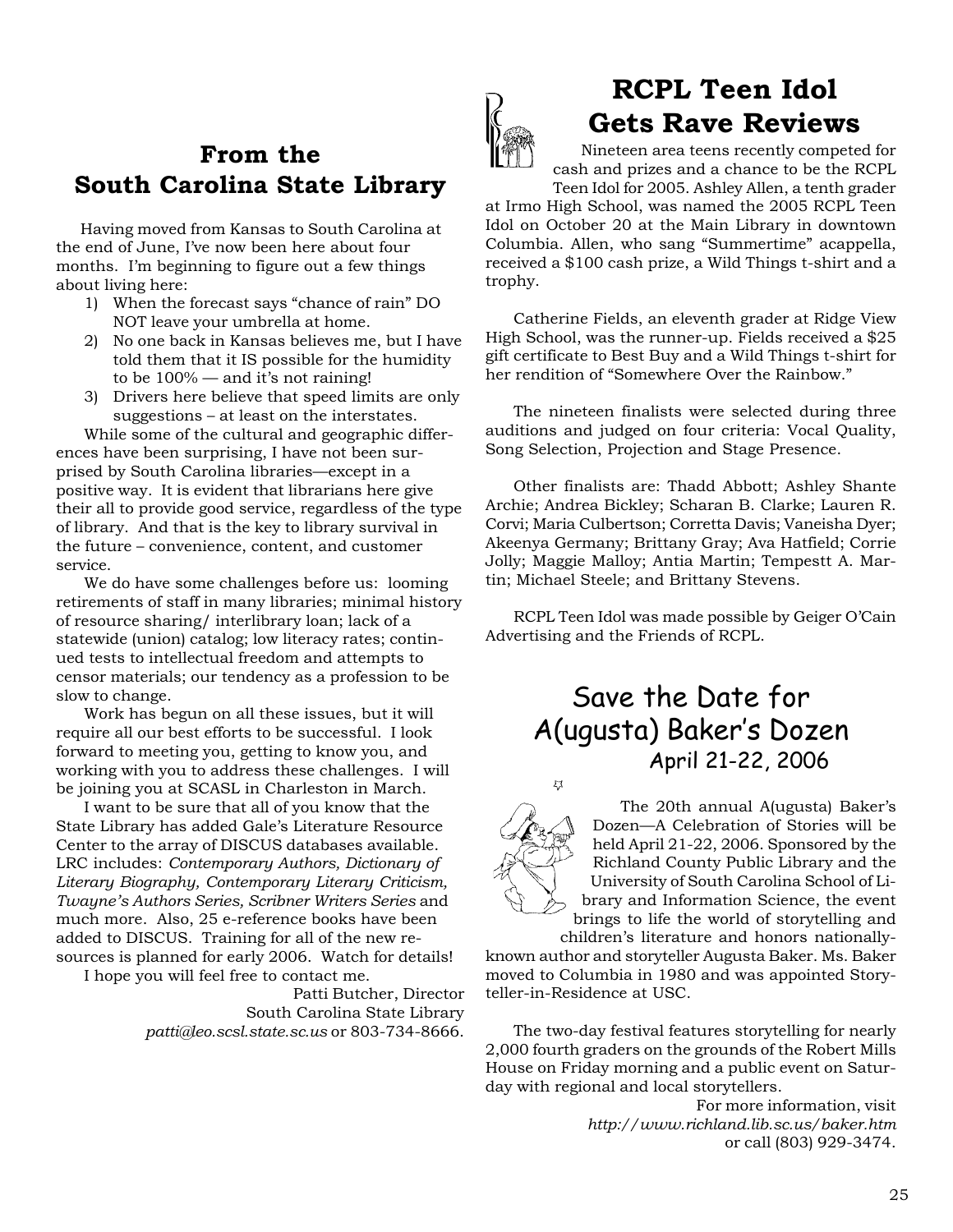## From the South Carolina State Library

Having moved from Kansas to South Carolina at the end of June, I've now been here about four months. I'm beginning to figure out a few things about living here:

1) When the forecast says "chance of rain" DO NOT leave your umbrella at home.
2) No one back in Kansas believes me, but I have told them that it IS possible for the humidity to be 100% — and it's not raining!
3) Drivers here believe that speed limits are only suggestions – at least on the interstates.

While some of the cultural and geographic differences have been surprising, I have not been surprised by South Carolina libraries—except in a positive way. It is evident that librarians here give their all to provide good service, regardless of the type of library. And that is the key to library survival in the future – convenience, content, and customer service.

We do have some challenges before us: looming retirements of staff in many libraries; minimal history of resource sharing/ interlibrary loan; lack of a statewide (union) catalog; low literacy rates; continued tests to intellectual freedom and attempts to censor materials; our tendency as a profession to be slow to change.

Work has begun on all these issues, but it will require all our best efforts to be successful. I look forward to meeting you, getting to know you, and working with you to address these challenges. I will be joining you at SCASL in Charleston in March.

I want to be sure that all of you know that the State Library has added Gale's Literature Resource Center to the array of DISCUS databases available. LRC includes: *Contemporary Authors, Dictionary of Literary Biography, Contemporary Literary Criticism, Twayne's Authors Series, Scribner Writers Series* and much more. Also, 25 e-reference books have been added to DISCUS. Training for all of the new resources is planned for early 2006. Watch for details!

I hope you will feel free to contact me.

Patti Butcher, Director
South Carolina State Library
*patti@leo.scsl.state.sc.us* or 803-734-8666.

## RCPL Teen Idol Gets Rave Reviews

Nineteen area teens recently competed for cash and prizes and a chance to be the RCPL Teen Idol for 2005. Ashley Allen, a tenth grader at Irmo High School, was named the 2005 RCPL Teen Idol on October 20 at the Main Library in downtown Columbia. Allen, who sang "Summertime" acappella, received a $100 cash prize, a Wild Things t-shirt and a trophy.

Catherine Fields, an eleventh grader at Ridge View High School, was the runner-up. Fields received a $25 gift certificate to Best Buy and a Wild Things t-shirt for her rendition of "Somewhere Over the Rainbow."

The nineteen finalists were selected during three auditions and judged on four criteria: Vocal Quality, Song Selection, Projection and Stage Presence.

Other finalists are: Thadd Abbott; Ashley Shante Archie; Andrea Bickley; Scharan B. Clarke; Lauren R. Corvi; Maria Culbertson; Corretta Davis; Vaneisha Dyer; Akeenya Germany; Brittany Gray; Ava Hatfield; Corrie Jolly; Maggie Malloy; Antia Martin; Tempestt A. Martin; Michael Steele; and Brittany Stevens.

RCPL Teen Idol was made possible by Geiger O'Cain Advertising and the Friends of RCPL.

## Save the Date for A(ugusta) Baker's Dozen
### April 21-22, 2006

The 20th annual A(ugusta) Baker's Dozen—A Celebration of Stories will be held April 21-22, 2006. Sponsored by the Richland County Public Library and the University of South Carolina School of Library and Information Science, the event brings to life the world of storytelling and children's literature and honors nationally-known author and storyteller Augusta Baker. Ms. Baker moved to Columbia in 1980 and was appointed Storyteller-in-Residence at USC.

The two-day festival features storytelling for nearly 2,000 fourth graders on the grounds of the Robert Mills House on Friday morning and a public event on Saturday with regional and local storytellers.

For more information, visit
*http://www.richland.lib.sc.us/baker.htm*
or call (803) 929-3474.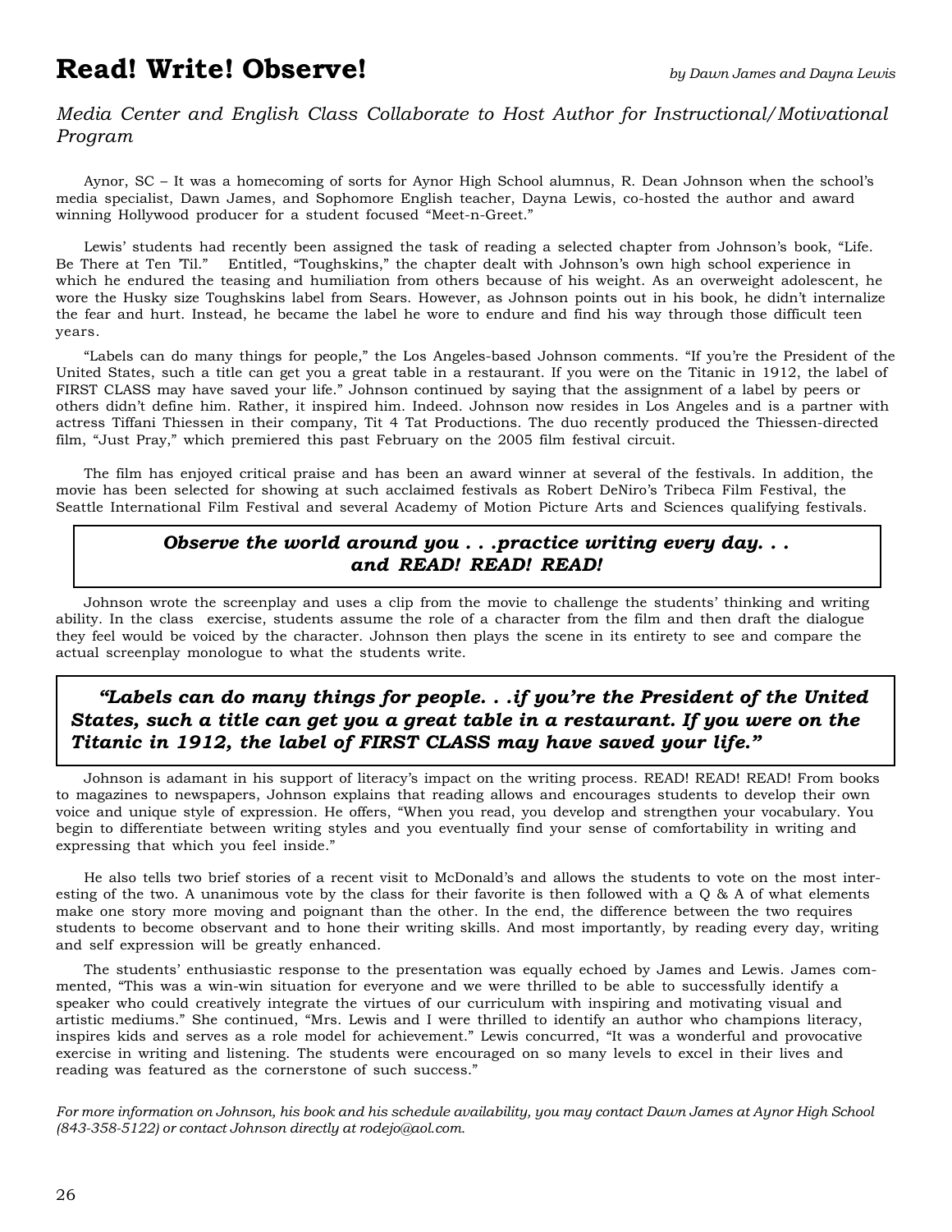# Read! Write! Observe!

*by Dawn James and Dayna Lewis*

*Media Center and English Class Collaborate to Host Author for Instructional/Motivational Program*

Aynor, SC – It was a homecoming of sorts for Aynor High School alumnus, R. Dean Johnson when the school's media specialist, Dawn James, and Sophomore English teacher, Dayna Lewis, co-hosted the author and award winning Hollywood producer for a student focused "Meet-n-Greet."

Lewis' students had recently been assigned the task of reading a selected chapter from Johnson's book, "Life. Be There at Ten 'Til." Entitled, "Toughskins," the chapter dealt with Johnson's own high school experience in which he endured the teasing and humiliation from others because of his weight. As an overweight adolescent, he wore the Husky size Toughskins label from Sears. However, as Johnson points out in his book, he didn't internalize the fear and hurt. Instead, he became the label he wore to endure and find his way through those difficult teen years.

"Labels can do many things for people," the Los Angeles-based Johnson comments. "If you're the President of the United States, such a title can get you a great table in a restaurant. If you were on the Titanic in 1912, the label of FIRST CLASS may have saved your life." Johnson continued by saying that the assignment of a label by peers or others didn't define him. Rather, it inspired him. Indeed. Johnson now resides in Los Angeles and is a partner with actress Tiffani Thiessen in their company, Tit 4 Tat Productions. The duo recently produced the Thiessen-directed film, "Just Pray," which premiered this past February on the 2005 film festival circuit.

The film has enjoyed critical praise and has been an award winner at several of the festivals. In addition, the movie has been selected for showing at such acclaimed festivals as Robert DeNiro's Tribeca Film Festival, the Seattle International Film Festival and several Academy of Motion Picture Arts and Sciences qualifying festivals.

> ***Observe the world around you . . .practice writing every day. . . and READ! READ! READ!***

Johnson wrote the screenplay and uses a clip from the movie to challenge the students' thinking and writing ability. In the class exercise, students assume the role of a character from the film and then draft the dialogue they feel would be voiced by the character. Johnson then plays the scene in its entirety to see and compare the actual screenplay monologue to what the students write.

> ***"Labels can do many things for people. . .if you're the President of the United States, such a title can get you a great table in a restaurant. If you were on the Titanic in 1912, the label of FIRST CLASS may have saved your life."***

Johnson is adamant in his support of literacy's impact on the writing process. READ! READ! READ! From books to magazines to newspapers, Johnson explains that reading allows and encourages students to develop their own voice and unique style of expression. He offers, "When you read, you develop and strengthen your vocabulary. You begin to differentiate between writing styles and you eventually find your sense of comfortability in writing and expressing that which you feel inside."

He also tells two brief stories of a recent visit to McDonald's and allows the students to vote on the most interesting of the two. A unanimous vote by the class for their favorite is then followed with a Q & A of what elements make one story more moving and poignant than the other. In the end, the difference between the two requires students to become observant and to hone their writing skills. And most importantly, by reading every day, writing and self expression will be greatly enhanced.

The students' enthusiastic response to the presentation was equally echoed by James and Lewis. James commented, "This was a win-win situation for everyone and we were thrilled to be able to successfully identify a speaker who could creatively integrate the virtues of our curriculum with inspiring and motivating visual and artistic mediums." She continued, "Mrs. Lewis and I were thrilled to identify an author who champions literacy, inspires kids and serves as a role model for achievement." Lewis concurred, "It was a wonderful and provocative exercise in writing and listening. The students were encouraged on so many levels to excel in their lives and reading was featured as the cornerstone of such success."

*For more information on Johnson, his book and his schedule availability, you may contact Dawn James at Aynor High School (843-358-5122) or contact Johnson directly at rodejo@aol.com.*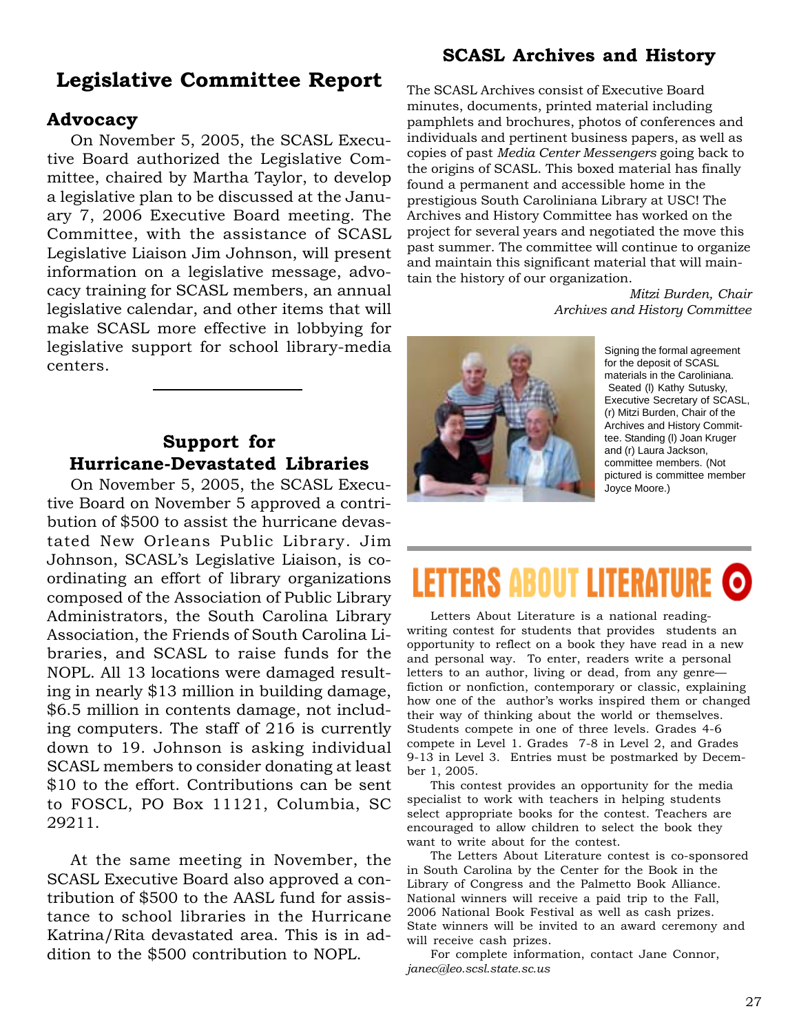# Legislative Committee Report

## Advocacy

On November 5, 2005, the SCASL Executive Board authorized the Legislative Committee, chaired by Martha Taylor, to develop a legislative plan to be discussed at the January 7, 2006 Executive Board meeting. The Committee, with the assistance of SCASL Legislative Liaison Jim Johnson, will present information on a legislative message, advocacy training for SCASL members, an annual legislative calendar, and other items that will make SCASL more effective in lobbying for legislative support for school library-media centers.

## Support for Hurricane-Devastated Libraries

On November 5, 2005, the SCASL Executive Board on November 5 approved a contribution of $500 to assist the hurricane devastated New Orleans Public Library. Jim Johnson, SCASL's Legislative Liaison, is coordinating an effort of library organizations composed of the Association of Public Library Administrators, the South Carolina Library Association, the Friends of South Carolina Libraries, and SCASL to raise funds for the NOPL. All 13 locations were damaged resulting in nearly $13 million in building damage, $6.5 million in contents damage, not including computers. The staff of 216 is currently down to 19. Johnson is asking individual SCASL members to consider donating at least $10 to the effort. Contributions can be sent to FOSCL, PO Box 11121, Columbia, SC 29211.

At the same meeting in November, the SCASL Executive Board also approved a contribution of $500 to the AASL fund for assistance to school libraries in the Hurricane Katrina/Rita devastated area. This is in addition to the $500 contribution to NOPL.

# SCASL Archives and History

The SCASL Archives consist of Executive Board minutes, documents, printed material including pamphlets and brochures, photos of conferences and individuals and pertinent business papers, as well as copies of past *Media Center Messengers* going back to the origins of SCASL. This boxed material has finally found a permanent and accessible home in the prestigious South Caroliniana Library at USC! The Archives and History Committee has worked on the project for several years and negotiated the move this past summer. The committee will continue to organize and maintain this significant material that will maintain the history of our organization.

*Mitzi Burden, Chair*
*Archives and History Committee*

Signing the formal agreement for the deposit of SCASL materials in the Caroliniana. Seated (l) Kathy Sutusky, Executive Secretary of SCASL, (r) Mitzi Burden, Chair of the Archives and History Committee. Standing (l) Joan Kruger and (r) Laura Jackson, committee members. (Not pictured is committee member Joyce Moore.)

# LETTERS ABOUT LITERATURE

Letters About Literature is a national reading-writing contest for students that provides students an opportunity to reflect on a book they have read in a new and personal way. To enter, readers write a personal letters to an author, living or dead, from any genre—fiction or nonfiction, contemporary or classic, explaining how one of the author's works inspired them or changed their way of thinking about the world or themselves. Students compete in one of three levels. Grades 4-6 compete in Level 1. Grades 7-8 in Level 2, and Grades 9-13 in Level 3. Entries must be postmarked by December 1, 2005.

This contest provides an opportunity for the media specialist to work with teachers in helping students select appropriate books for the contest. Teachers are encouraged to allow children to select the book they want to write about for the contest.

The Letters About Literature contest is co-sponsored in South Carolina by the Center for the Book in the Library of Congress and the Palmetto Book Alliance. National winners will receive a paid trip to the Fall, 2006 National Book Festival as well as cash prizes. State winners will be invited to an award ceremony and will receive cash prizes.

For complete information, contact Jane Connor, *janec@leo.scsl.state.sc.us*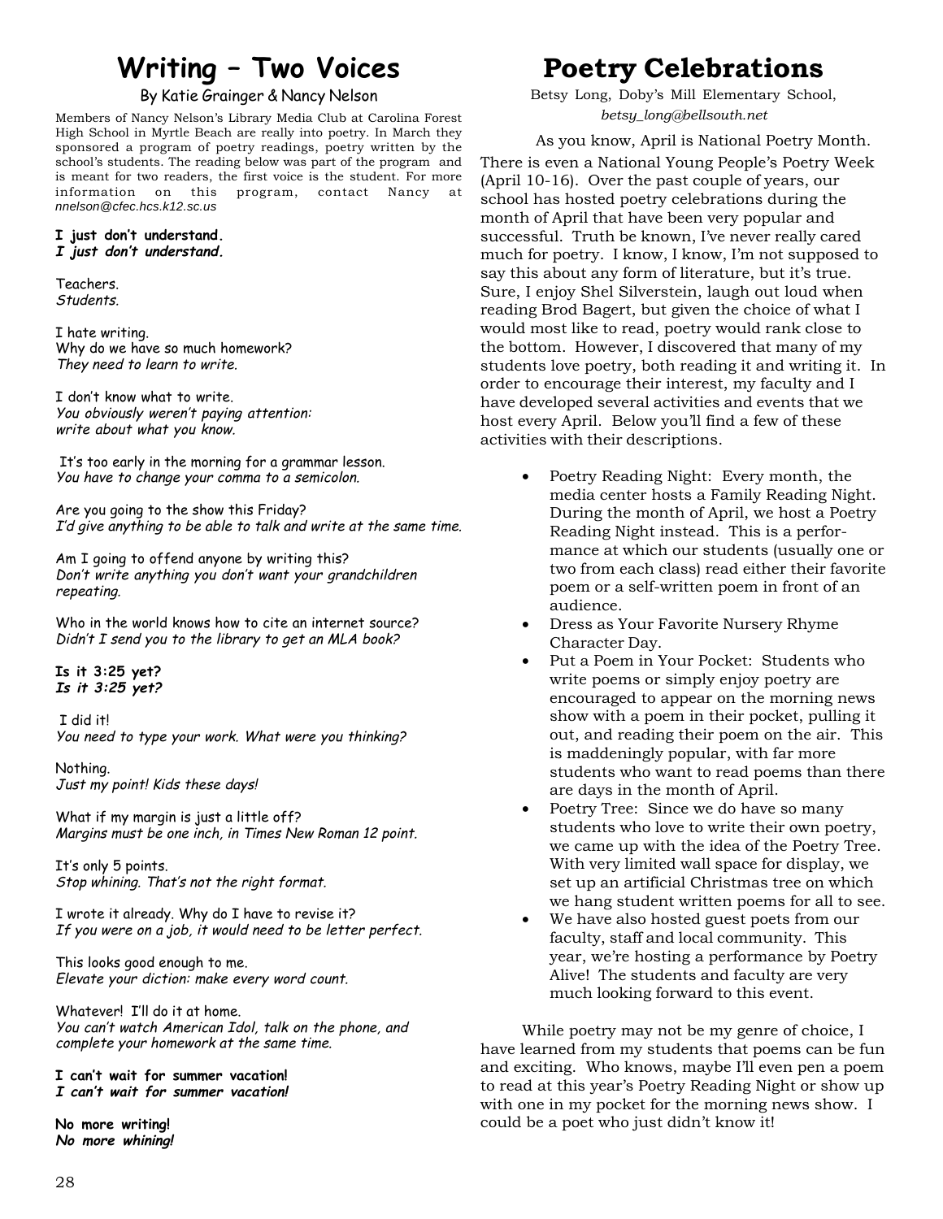# Writing – Two Voices

By Katie Grainger & Nancy Nelson

Members of Nancy Nelson's Library Media Club at Carolina Forest High School in Myrtle Beach are really into poetry. In March they sponsored a program of poetry readings, poetry written by the school's students. The reading below was part of the program and is meant for two readers, the first voice is the student. For more information on this program, contact Nancy at *nnelson@cfec.hcs.k12.sc.us*

**I just don't understand.**
***I just don't understand.***

Teachers.
*Students.*

I hate writing.
Why do we have so much homework?
*They need to learn to write.*

I don't know what to write.
*You obviously weren't paying attention:*
*write about what you know.*

It's too early in the morning for a grammar lesson.
*You have to change your comma to a semicolon.*

Are you going to the show this Friday?
*I'd give anything to be able to talk and write at the same time.*

Am I going to offend anyone by writing this?
*Don't write anything you don't want your grandchildren repeating.*

Who in the world knows how to cite an internet source?
*Didn't I send you to the library to get an MLA book?*

**Is it 3:25 yet?**
***Is it 3:25 yet?***

I did it!
*You need to type your work. What were you thinking?*

Nothing.
*Just my point! Kids these days!*

What if my margin is just a little off?
*Margins must be one inch, in Times New Roman 12 point.*

It's only 5 points.
*Stop whining. That's not the right format.*

I wrote it already. Why do I have to revise it?
*If you were on a job, it would need to be letter perfect.*

This looks good enough to me.
*Elevate your diction: make every word count.*

Whatever! I'll do it at home.
*You can't watch American Idol, talk on the phone, and complete your homework at the same time.*

**I can't wait for summer vacation!**
***I can't wait for summer vacation!***

**No more writing!**
***No more whining!***

# Poetry Celebrations

Betsy Long, Doby's Mill Elementary School,
*betsy_long@bellsouth.net*

As you know, April is National Poetry Month. There is even a National Young People's Poetry Week (April 10-16). Over the past couple of years, our school has hosted poetry celebrations during the month of April that have been very popular and successful. Truth be known, I've never really cared much for poetry. I know, I know, I'm not supposed to say this about any form of literature, but it's true. Sure, I enjoy Shel Silverstein, laugh out loud when reading Brod Bagert, but given the choice of what I would most like to read, poetry would rank close to the bottom. However, I discovered that many of my students love poetry, both reading it and writing it. In order to encourage their interest, my faculty and I have developed several activities and events that we host every April. Below you'll find a few of these activities with their descriptions.

- Poetry Reading Night: Every month, the media center hosts a Family Reading Night. During the month of April, we host a Poetry Reading Night instead. This is a performance at which our students (usually one or two from each class) read either their favorite poem or a self-written poem in front of an audience.
- Dress as Your Favorite Nursery Rhyme Character Day.
- Put a Poem in Your Pocket: Students who write poems or simply enjoy poetry are encouraged to appear on the morning news show with a poem in their pocket, pulling it out, and reading their poem on the air. This is maddeningly popular, with far more students who want to read poems than there are days in the month of April.
- Poetry Tree: Since we do have so many students who love to write their own poetry, we came up with the idea of the Poetry Tree. With very limited wall space for display, we set up an artificial Christmas tree on which we hang student written poems for all to see.
- We have also hosted guest poets from our faculty, staff and local community. This year, we're hosting a performance by Poetry Alive! The students and faculty are very much looking forward to this event.

While poetry may not be my genre of choice, I have learned from my students that poems can be fun and exciting. Who knows, maybe I'll even pen a poem to read at this year's Poetry Reading Night or show up with one in my pocket for the morning news show. I could be a poet who just didn't know it!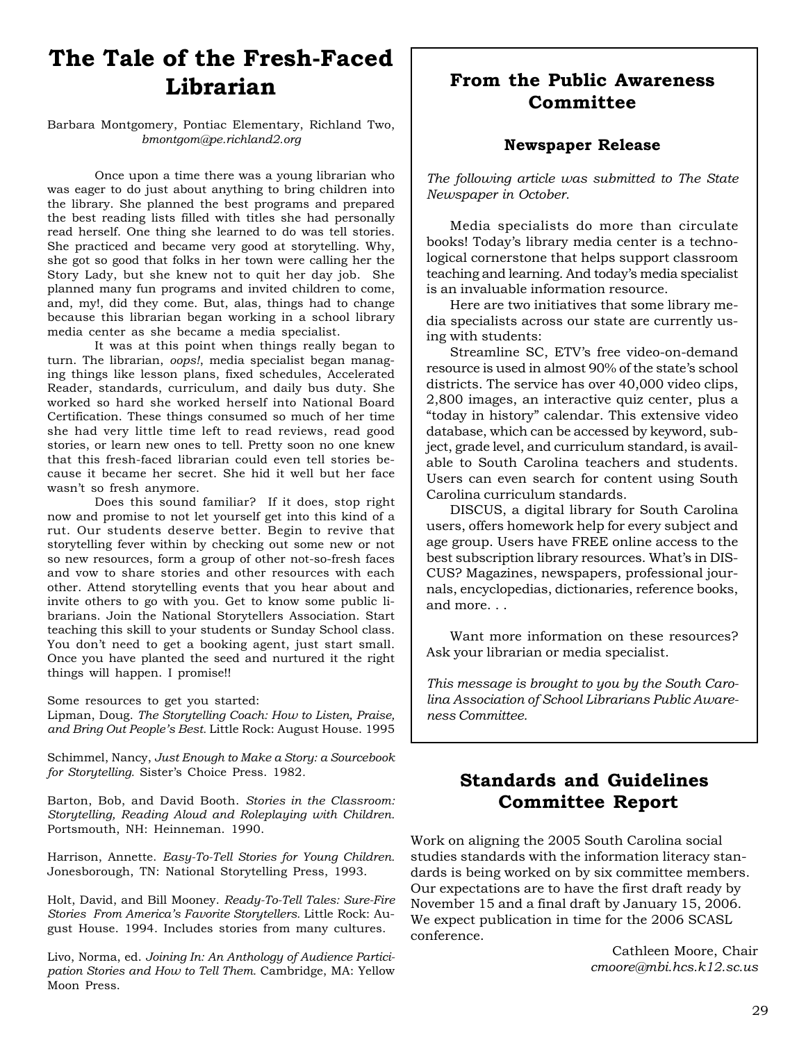# The Tale of the Fresh-Faced Librarian

Barbara Montgomery, Pontiac Elementary, Richland Two, *bmontgom@pe.richland2.org*

Once upon a time there was a young librarian who was eager to do just about anything to bring children into the library. She planned the best programs and prepared the best reading lists filled with titles she had personally read herself. One thing she learned to do was tell stories. She practiced and became very good at storytelling. Why, she got so good that folks in her town were calling her the Story Lady, but she knew not to quit her day job. She planned many fun programs and invited children to come, and, my!, did they come. But, alas, things had to change because this librarian began working in a school library media center as she became a media specialist.

It was at this point when things really began to turn. The librarian, *oops!*, media specialist began managing things like lesson plans, fixed schedules, Accelerated Reader, standards, curriculum, and daily bus duty. She worked so hard she worked herself into National Board Certification. These things consumed so much of her time she had very little time left to read reviews, read good stories, or learn new ones to tell. Pretty soon no one knew that this fresh-faced librarian could even tell stories because it became her secret. She hid it well but her face wasn't so fresh anymore.

Does this sound familiar? If it does, stop right now and promise to not let yourself get into this kind of a rut. Our students deserve better. Begin to revive that storytelling fever within by checking out some new or not so new resources, form a group of other not-so-fresh faces and vow to share stories and other resources with each other. Attend storytelling events that you hear about and invite others to go with you. Get to know some public librarians. Join the National Storytellers Association. Start teaching this skill to your students or Sunday School class. You don't need to get a booking agent, just start small. Once you have planted the seed and nurtured it the right things will happen. I promise!!

Some resources to get you started:

Lipman, Doug. *The Storytelling Coach: How to Listen, Praise, and Bring Out People's Best.* Little Rock: August House. 1995

Schimmel, Nancy, *Just Enough to Make a Story: a Sourcebook for Storytelling.* Sister's Choice Press. 1982.

Barton, Bob, and David Booth. *Stories in the Classroom: Storytelling, Reading Aloud and Roleplaying with Children.* Portsmouth, NH: Heinneman. 1990.

Harrison, Annette. *Easy-To-Tell Stories for Young Children.* Jonesborough, TN: National Storytelling Press, 1993.

Holt, David, and Bill Mooney. *Ready-To-Tell Tales: Sure-Fire Stories From America's Favorite Storytellers.* Little Rock: August House. 1994. Includes stories from many cultures.

Livo, Norma, ed. *Joining In: An Anthology of Audience Participation Stories and How to Tell Them.* Cambridge, MA: Yellow Moon Press.

# From the Public Awareness Committee

### Newspaper Release

*The following article was submitted to The State Newspaper in October.*

Media specialists do more than circulate books! Today's library media center is a technological cornerstone that helps support classroom teaching and learning. And today's media specialist is an invaluable information resource.

Here are two initiatives that some library media specialists across our state are currently using with students:

Streamline SC, ETV's free video-on-demand resource is used in almost 90% of the state's school districts. The service has over 40,000 video clips, 2,800 images, an interactive quiz center, plus a "today in history" calendar. This extensive video database, which can be accessed by keyword, subject, grade level, and curriculum standard, is available to South Carolina teachers and students. Users can even search for content using South Carolina curriculum standards.

DISCUS, a digital library for South Carolina users, offers homework help for every subject and age group. Users have FREE online access to the best subscription library resources. What's in DISCUS? Magazines, newspapers, professional journals, encyclopedias, dictionaries, reference books, and more. . .

Want more information on these resources? Ask your librarian or media specialist.

*This message is brought to you by the South Carolina Association of School Librarians Public Awareness Committee.*

# Standards and Guidelines Committee Report

Work on aligning the 2005 South Carolina social studies standards with the information literacy standards is being worked on by six committee members. Our expectations are to have the first draft ready by November 15 and a final draft by January 15, 2006. We expect publication in time for the 2006 SCASL conference.

Cathleen Moore, Chair
*cmoore@mbi.hcs.k12.sc.us*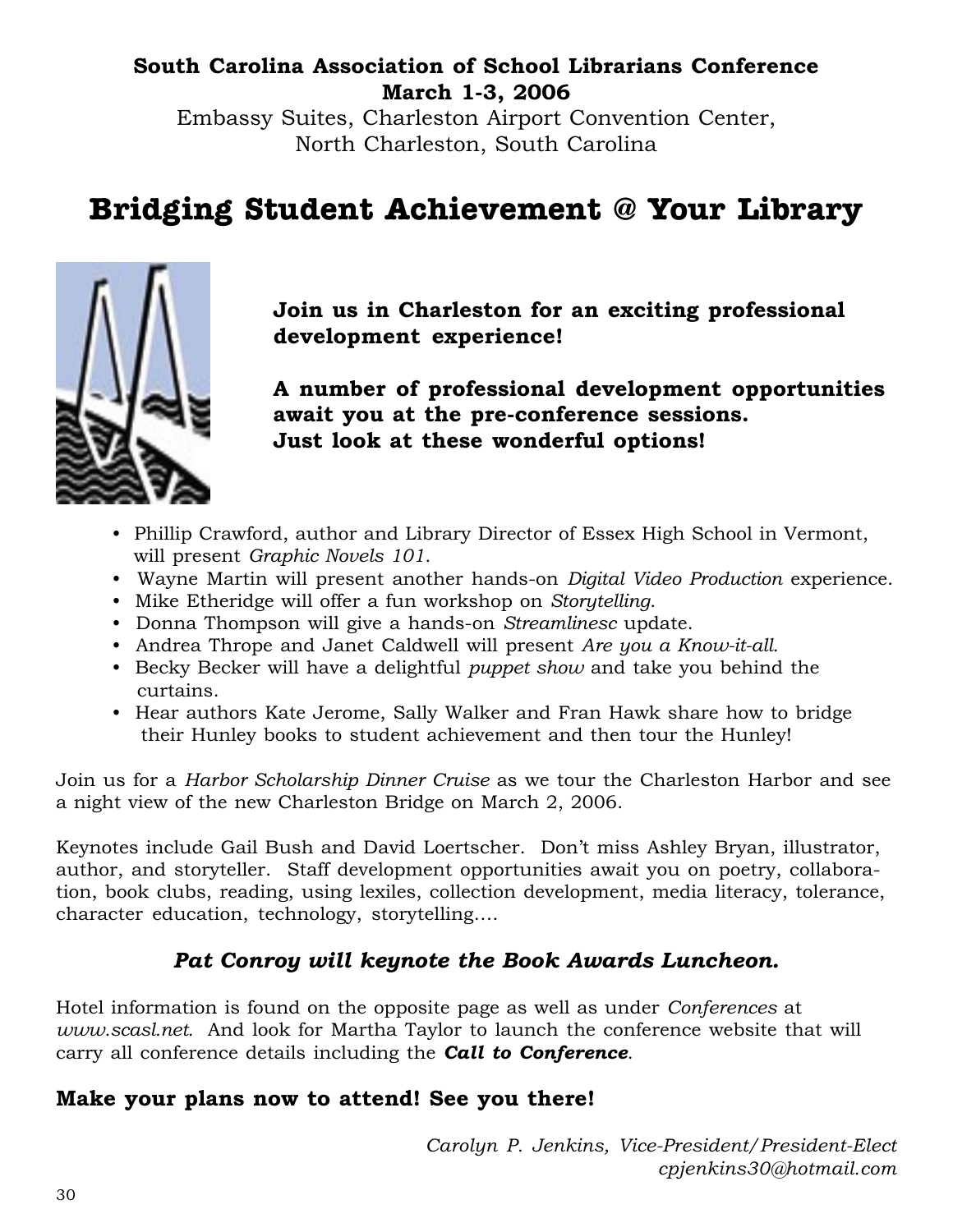**South Carolina Association of School Librarians Conference**
**March 1-3, 2006**
Embassy Suites, Charleston Airport Convention Center,
North Charleston, South Carolina

# Bridging Student Achievement @ Your Library

**Join us in Charleston for an exciting professional development experience!**

**A number of professional development opportunities await you at the pre-conference sessions. Just look at these wonderful options!**

- Phillip Crawford, author and Library Director of Essex High School in Vermont, will present *Graphic Novels 101*.
- Wayne Martin will present another hands-on *Digital Video Production* experience.
- Mike Etheridge will offer a fun workshop on *Storytelling*.
- Donna Thompson will give a hands-on *Streamlinesc* update.
- Andrea Thrope and Janet Caldwell will present *Are you a Know-it-all.*
- Becky Becker will have a delightful *puppet show* and take you behind the curtains.
- Hear authors Kate Jerome, Sally Walker and Fran Hawk share how to bridge their Hunley books to student achievement and then tour the Hunley!

Join us for a *Harbor Scholarship Dinner Cruise* as we tour the Charleston Harbor and see a night view of the new Charleston Bridge on March 2, 2006.

Keynotes include Gail Bush and David Loertscher. Don't miss Ashley Bryan, illustrator, author, and storyteller. Staff development opportunities await you on poetry, collaboration, book clubs, reading, using lexiles, collection development, media literacy, tolerance, character education, technology, storytelling....

***Pat Conroy will keynote the Book Awards Luncheon.***

Hotel information is found on the opposite page as well as under *Conferences* at *www.scasl.net*. And look for Martha Taylor to launch the conference website that will carry all conference details including the ***Call to Conference***.

## Make your plans now to attend! See you there!

*Carolyn P. Jenkins, Vice-President/President-Elect*
*cpjenkins30@hotmail.com*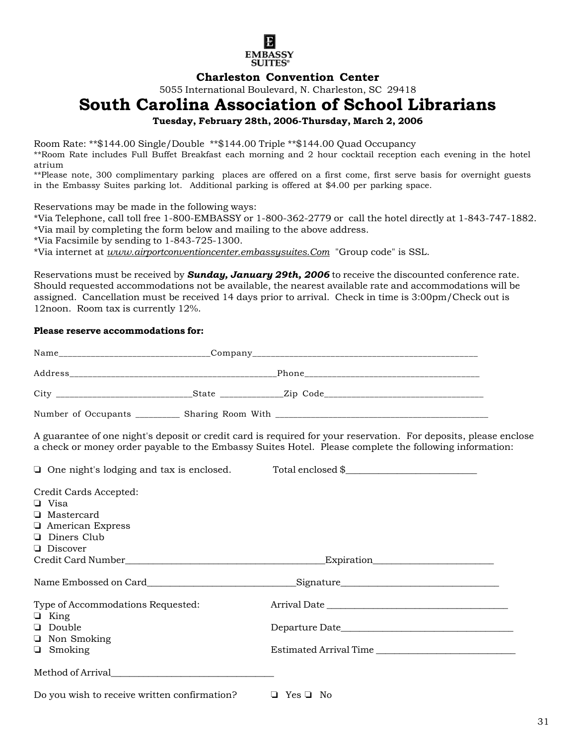EMBASSY SUITES®

**Charleston Convention Center**

5055 International Boulevard, N. Charleston, SC 29418

# South Carolina Association of School Librarians

**Tuesday, February 28th, 2006-Thursday, March 2, 2006**

Room Rate: **$144.00 Single/Double **$144.00 Triple **$144.00 Quad Occupancy

**Room Rate includes Full Buffet Breakfast each morning and 2 hour cocktail reception each evening in the hotel atrium

**Please note, 300 complimentary parking places are offered on a first come, first serve basis for overnight guests in the Embassy Suites parking lot. Additional parking is offered at $4.00 per parking space.

Reservations may be made in the following ways:

*Via Telephone, call toll free 1-800-EMBASSY or 1-800-362-2779 or call the hotel directly at 1-843-747-1882.
*Via mail by completing the form below and mailing to the above address.
*Via Facsimile by sending to 1-843-725-1300.
*Via internet at *www.airportconventioncenter.embassysuites.Com* "Group code" is SSL.

Reservations must be received by ***Sunday, January 29th, 2006*** to receive the discounted conference rate. Should requested accommodations not be available, the nearest available rate and accommodations will be assigned. Cancellation must be received 14 days prior to arrival. Check in time is 3:00pm/Check out is 12noon. Room tax is currently 12%.

**Please reserve accommodations for:**

Name_________________________________Company___________________________________________________

Address_______________________________________________Phone______________________________________

City ______________________________State ______________Zip Code___________________________________

Number of Occupants __________ Sharing Room With _________________________________________________

A guarantee of one night's deposit or credit card is required for your reservation. For deposits, please enclose a check or money order payable to the Embassy Suites Hotel. Please complete the following information:

❏ One night's lodging and tax is enclosed. Total enclosed $___________________________

Credit Cards Accepted:

❏ Visa
❏ Mastercard
❏ American Express
❏ Diners Club
❏ Discover

Credit Card Number___________________________________________Expiration_________________________

Name Embossed on Card_______________________________Signature________________________________

Type of Accommodations Requested:

❏ King
❏ Double
❏ Non Smoking
❏ Smoking

Arrival Date _______________________________________

Departure Date_____________________________________

Estimated Arrival Time _____________________________

Method of Arrival__________________________________

Do you wish to receive written confirmation? ❏ Yes ❏ No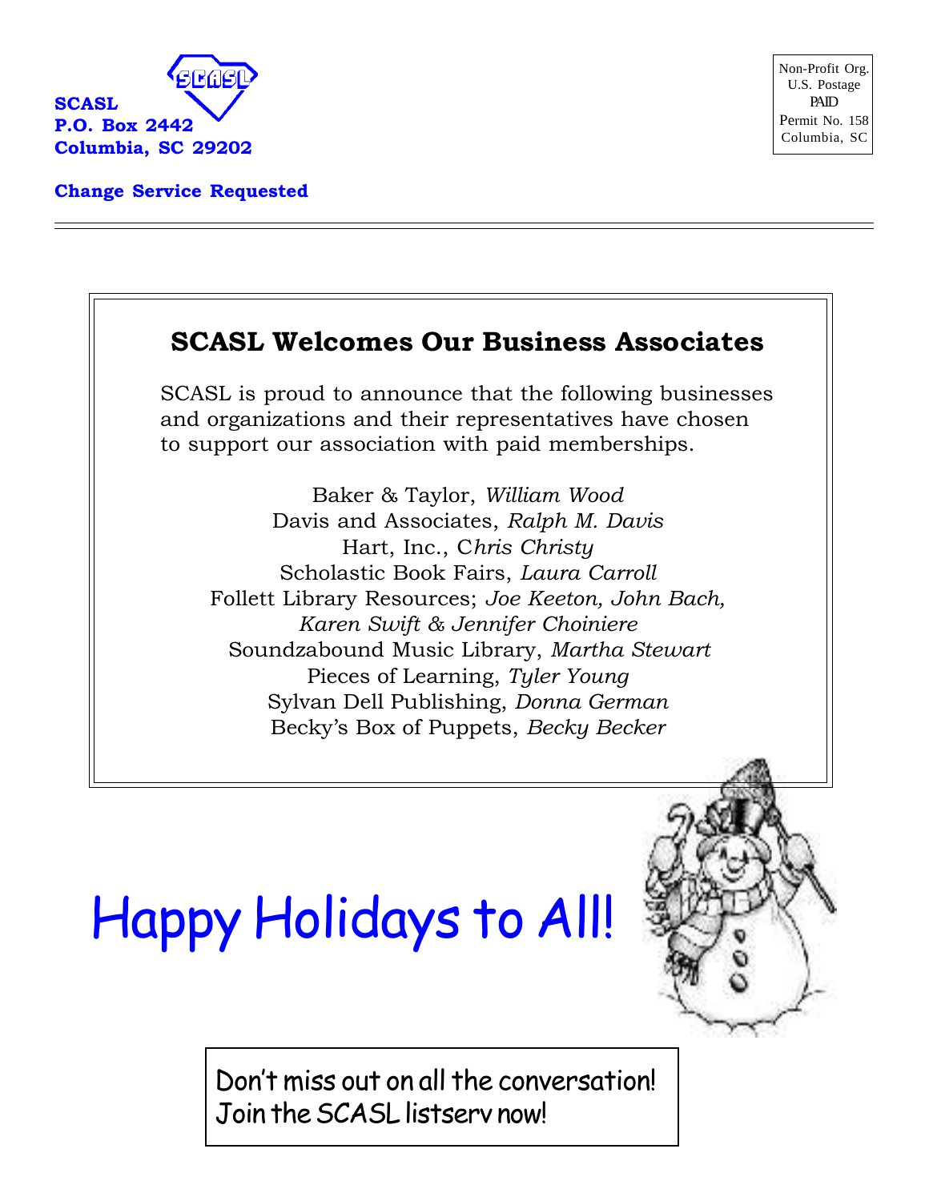SCASL
P.O. Box 2442
Columbia, SC 29202

Change Service Requested

Non-Profit Org.
U.S. Postage
PAID
Permit No. 158
Columbia, SC

## SCASL Welcomes Our Business Associates

SCASL is proud to announce that the following businesses and organizations and their representatives have chosen to support our association with paid memberships.

Baker & Taylor, *William Wood*
Davis and Associates, *Ralph M. Davis*
Hart, Inc., C*hris Christy*
Scholastic Book Fairs, *Laura Carroll*
Follett Library Resources; *Joe Keeton, John Bach, Karen Swift & Jennifer Choiniere*
Soundzabound Music Library, *Martha Stewart*
Pieces of Learning, *Tyler Young*
Sylvan Dell Publishing, *Donna German*
Becky's Box of Puppets, *Becky Becker*

# Happy Holidays to All!

Don't miss out on all the conversation!
Join the SCASL listserv now!